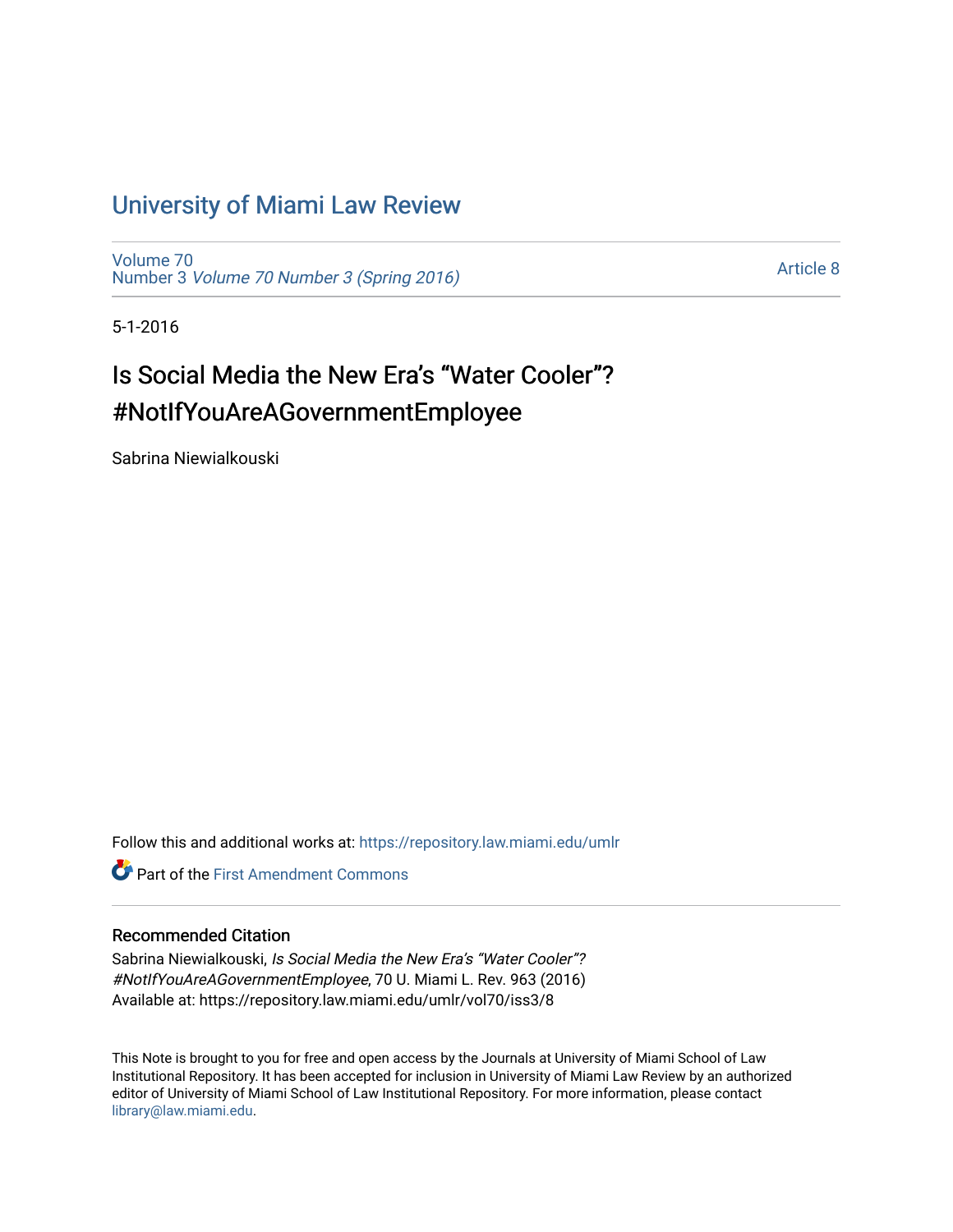# University of Miami Law Review

Volume 70
Number 3 *Volume 70 Number 3 (Spring 2016)*

Article 8

5-1-2016

## Is Social Media the New Era's "Water Cooler"? #NotIfYouAreAGovernmentEmployee

Sabrina Niewialkouski

Follow this and additional works at: https://repository.law.miami.edu/umlr

Part of the First Amendment Commons

### Recommended Citation

Sabrina Niewialkouski, *Is Social Media the New Era's "Water Cooler"? #NotIfYouAreAGovernmentEmployee*, 70 U. Miami L. Rev. 963 (2016)
Available at: https://repository.law.miami.edu/umlr/vol70/iss3/8

This Note is brought to you for free and open access by the Journals at University of Miami School of Law Institutional Repository. It has been accepted for inclusion in University of Miami Law Review by an authorized editor of University of Miami School of Law Institutional Repository. For more information, please contact library@law.miami.edu.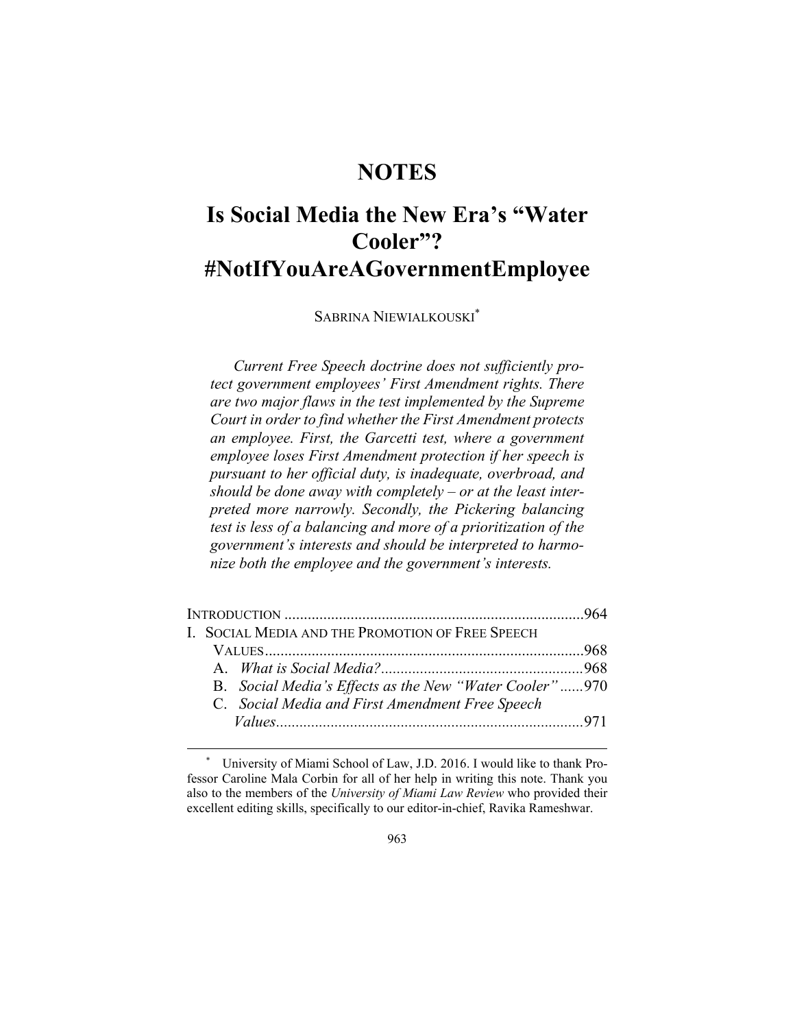# NOTES

# Is Social Media the New Era's "Water Cooler"? #NotIfYouAreAGovernmentEmployee

SABRINA NIEWIALKOUSKI[*]

*Current Free Speech doctrine does not sufficiently protect government employees' First Amendment rights. There are two major flaws in the test implemented by the Supreme Court in order to find whether the First Amendment protects an employee. First, the Garcetti test, where a government employee loses First Amendment protection if her speech is pursuant to her official duty, is inadequate, overbroad, and should be done away with completely – or at the least interpreted more narrowly. Secondly, the Pickering balancing test is less of a balancing and more of a prioritization of the government's interests and should be interpreted to harmonize both the employee and the government's interests.*

INTRODUCTION ............................................................................964
I. SOCIAL MEDIA AND THE PROMOTION OF FREE SPEECH VALUES.................................................................................968
  A. *What is Social Media?*....................................................968
  B. *Social Media's Effects as the New "Water Cooler"*......970
  C. *Social Media and First Amendment Free Speech Values*...............................................................................971

---

[*] University of Miami School of Law, J.D. 2016. I would like to thank Professor Caroline Mala Corbin for all of her help in writing this note. Thank you also to the members of the *University of Miami Law Review* who provided their excellent editing skills, specifically to our editor-in-chief, Ravika Rameshwar.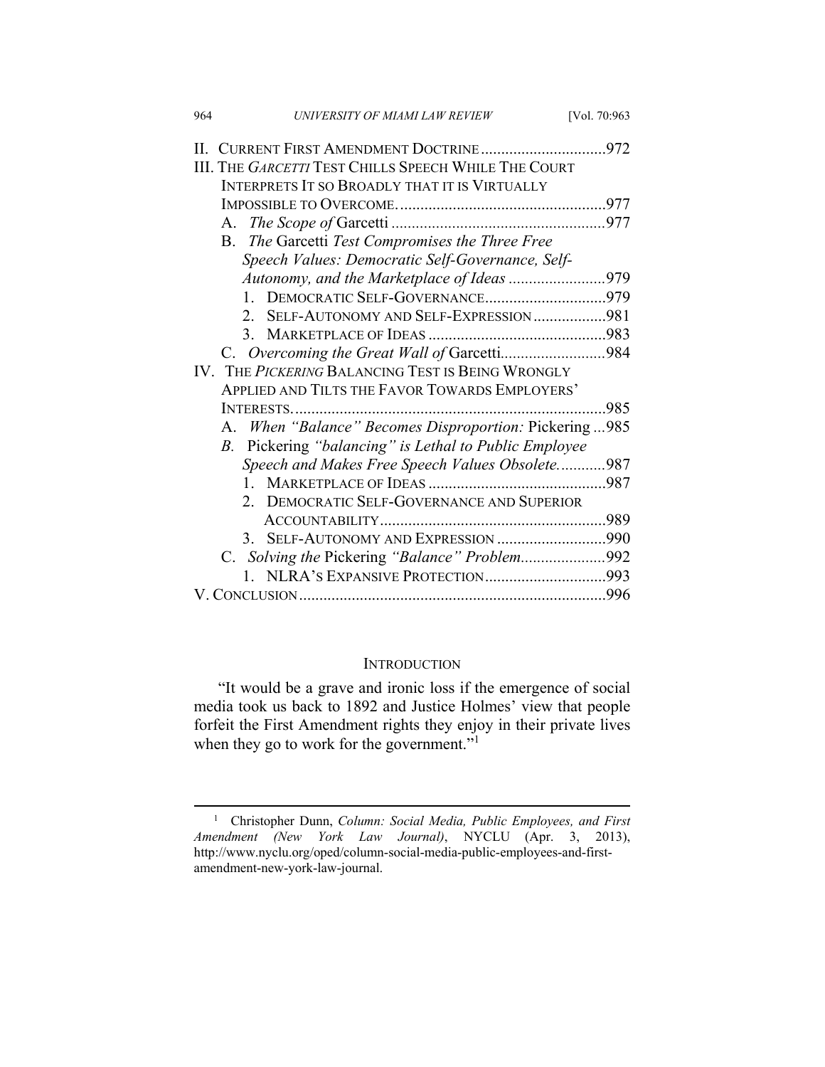II. CURRENT FIRST AMENDMENT DOCTRINE ....................................972
III. THE *GARCETTI* TEST CHILLS SPEECH WHILE THE COURT INTERPRETS IT SO BROADLY THAT IT IS VIRTUALLY IMPOSSIBLE TO OVERCOME. ....................................977
- A. *The Scope of* Garcetti ....................................977
- B. *The* Garcetti *Test Compromises the Three Free Speech Values: Democratic Self-Governance, Self-Autonomy, and the Marketplace of Ideas* ....................................979
  1. DEMOCRATIC SELF-GOVERNANCE ....................................979
  2. SELF-AUTONOMY AND SELF-EXPRESSION ....................................981
  3. MARKETPLACE OF IDEAS ....................................983
- C. *Overcoming the Great Wall of* Garcetti ....................................984

IV. THE *PICKERING* BALANCING TEST IS BEING WRONGLY APPLIED AND TILTS THE FAVOR TOWARDS EMPLOYERS' INTERESTS. ....................................985
- A. *When "Balance" Becomes Disproportion:* Pickering ...985
- *B.* Pickering *"balancing" is Lethal to Public Employee Speech and Makes Free Speech Values Obsolete.* ...........987
  1. MARKETPLACE OF IDEAS ....................................987
  2. DEMOCRATIC SELF-GOVERNANCE AND SUPERIOR ACCOUNTABILITY ....................................989
  3. SELF-AUTONOMY AND EXPRESSION ....................................990
- C. *Solving the* Pickering *"Balance" Problem* ....................................992
  1. NLRA'S EXPANSIVE PROTECTION ....................................993

V. CONCLUSION ....................................996

## INTRODUCTION

"It would be a grave and ironic loss if the emergence of social media took us back to 1892 and Justice Holmes' view that people forfeit the First Amendment rights they enjoy in their private lives when they go to work for the government."[1]

---

[1] Christopher Dunn, *Column: Social Media, Public Employees, and First Amendment (New York Law Journal)*, NYCLU (Apr. 3, 2013), http://www.nyclu.org/oped/column-social-media-public-employees-and-first-amendment-new-york-law-journal.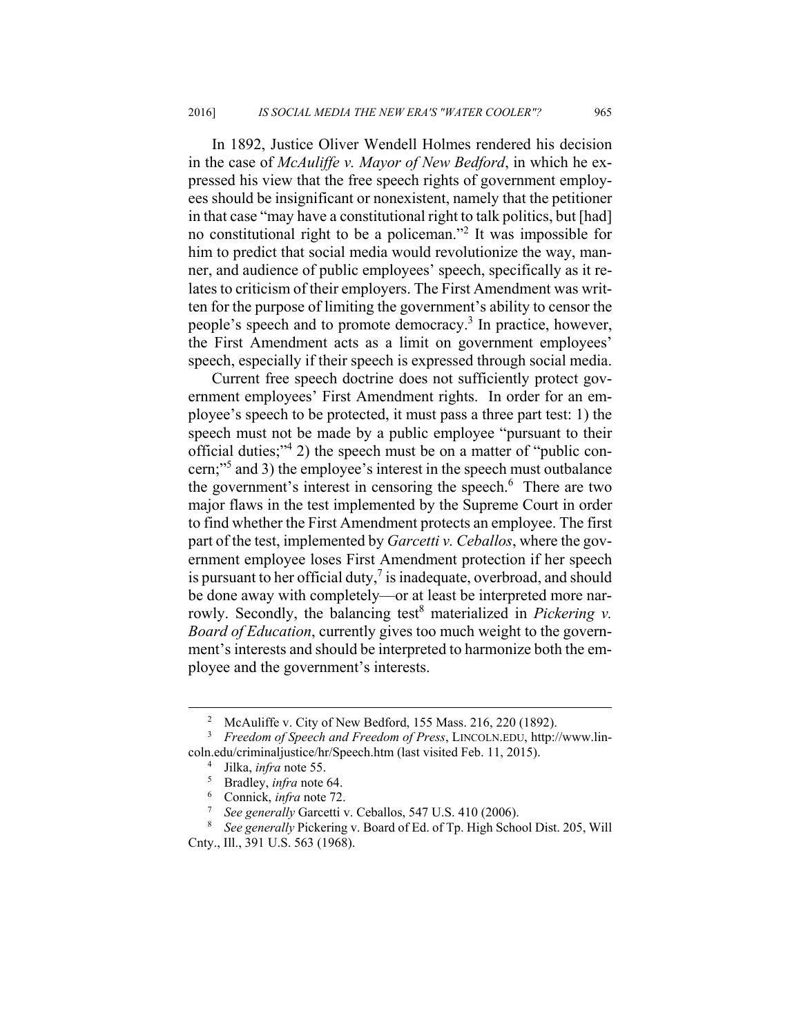In 1892, Justice Oliver Wendell Holmes rendered his decision in the case of *McAuliffe v. Mayor of New Bedford*, in which he expressed his view that the free speech rights of government employees should be insignificant or nonexistent, namely that the petitioner in that case "may have a constitutional right to talk politics, but [had] no constitutional right to be a policeman."[2] It was impossible for him to predict that social media would revolutionize the way, manner, and audience of public employees' speech, specifically as it relates to criticism of their employers. The First Amendment was written for the purpose of limiting the government's ability to censor the people's speech and to promote democracy.[3] In practice, however, the First Amendment acts as a limit on government employees' speech, especially if their speech is expressed through social media.

Current free speech doctrine does not sufficiently protect government employees' First Amendment rights. In order for an employee's speech to be protected, it must pass a three part test: 1) the speech must not be made by a public employee "pursuant to their official duties;"[4] 2) the speech must be on a matter of "public concern;"[5] and 3) the employee's interest in the speech must outbalance the government's interest in censoring the speech.[6] There are two major flaws in the test implemented by the Supreme Court in order to find whether the First Amendment protects an employee. The first part of the test, implemented by *Garcetti v. Ceballos*, where the government employee loses First Amendment protection if her speech is pursuant to her official duty,[7] is inadequate, overbroad, and should be done away with completely—or at least be interpreted more narrowly. Secondly, the balancing test[8] materialized in *Pickering v. Board of Education*, currently gives too much weight to the government's interests and should be interpreted to harmonize both the employee and the government's interests.

---

[2] McAuliffe v. City of New Bedford, 155 Mass. 216, 220 (1892).

[3] *Freedom of Speech and Freedom of Press*, LINCOLN.EDU, http://www.lincoln.edu/criminaljustice/hr/Speech.htm (last visited Feb. 11, 2015).

[4] Jilka, *infra* note 55.

[5] Bradley, *infra* note 64.

[6] Connick, *infra* note 72.

[7] *See generally* Garcetti v. Ceballos, 547 U.S. 410 (2006).

[8] *See generally* Pickering v. Board of Ed. of Tp. High School Dist. 205, Will Cnty., Ill., 391 U.S. 563 (1968).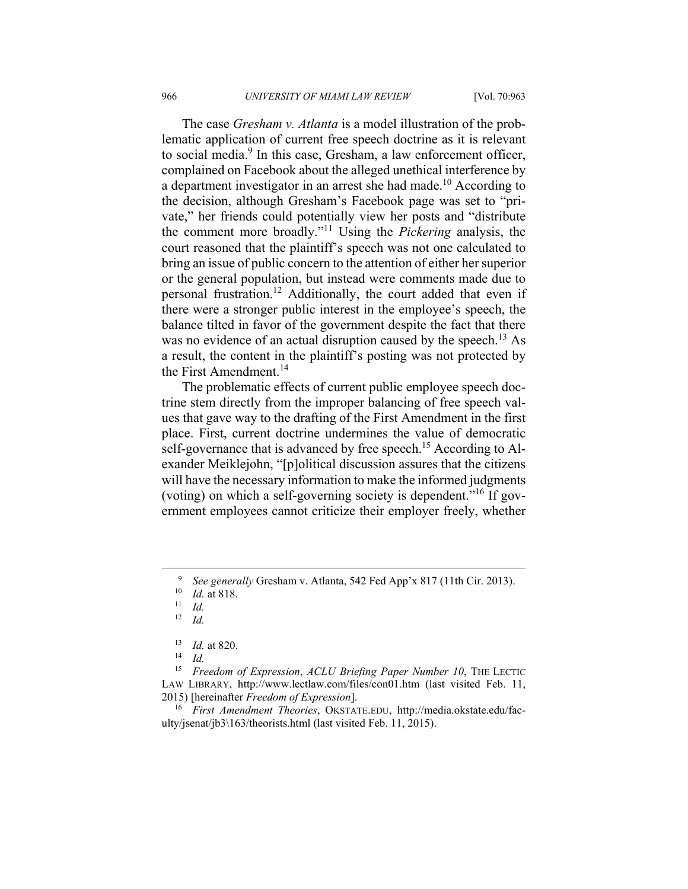The case *Gresham v. Atlanta* is a model illustration of the problematic application of current free speech doctrine as it is relevant to social media.[9] In this case, Gresham, a law enforcement officer, complained on Facebook about the alleged unethical interference by a department investigator in an arrest she had made.[10] According to the decision, although Gresham's Facebook page was set to "private," her friends could potentially view her posts and "distribute the comment more broadly."[11] Using the *Pickering* analysis, the court reasoned that the plaintiff's speech was not one calculated to bring an issue of public concern to the attention of either her superior or the general population, but instead were comments made due to personal frustration.[12] Additionally, the court added that even if there were a stronger public interest in the employee's speech, the balance tilted in favor of the government despite the fact that there was no evidence of an actual disruption caused by the speech.[13] As a result, the content in the plaintiff's posting was not protected by the First Amendment.[14]

The problematic effects of current public employee speech doctrine stem directly from the improper balancing of free speech values that gave way to the drafting of the First Amendment in the first place. First, current doctrine undermines the value of democratic self-governance that is advanced by free speech.[15] According to Alexander Meiklejohn, "[p]olitical discussion assures that the citizens will have the necessary information to make the informed judgments (voting) on which a self-governing society is dependent."[16] If government employees cannot criticize their employer freely, whether

---

[9] *See generally* Gresham v. Atlanta, 542 Fed App'x 817 (11th Cir. 2013).

[10] *Id.* at 818.

[11] *Id.*

[12] *Id.*

[13] *Id.* at 820.

[14] *Id.*

[15] *Freedom of Expression*, *ACLU Briefing Paper Number 10*, THE LECTIC LAW LIBRARY, http://www.lectlaw.com/files/con01.htm (last visited Feb. 11, 2015) [hereinafter *Freedom of Expression*].

[16] *First Amendment Theories*, OKSTATE.EDU, http://media.okstate.edu/faculty/jsenat/jb3\163/theorists.html (last visited Feb. 11, 2015).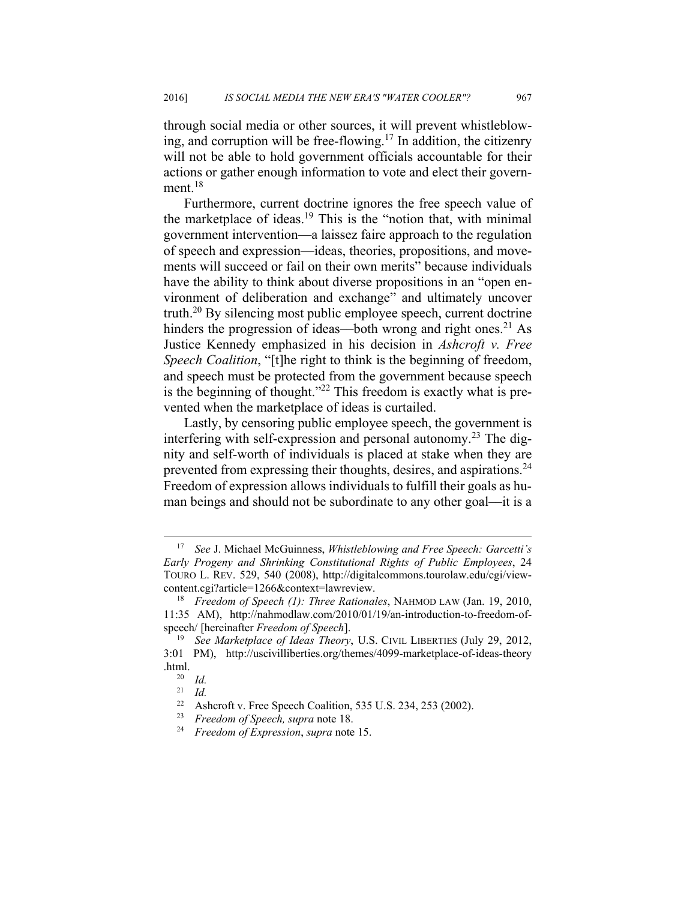through social media or other sources, it will prevent whistleblowing, and corruption will be free-flowing.[17] In addition, the citizenry will not be able to hold government officials accountable for their actions or gather enough information to vote and elect their government.[18]

Furthermore, current doctrine ignores the free speech value of the marketplace of ideas.[19] This is the "notion that, with minimal government intervention—a laissez faire approach to the regulation of speech and expression—ideas, theories, propositions, and movements will succeed or fail on their own merits" because individuals have the ability to think about diverse propositions in an "open environment of deliberation and exchange" and ultimately uncover truth.[20] By silencing most public employee speech, current doctrine hinders the progression of ideas—both wrong and right ones.[21] As Justice Kennedy emphasized in his decision in *Ashcroft v. Free Speech Coalition*, "[t]he right to think is the beginning of freedom, and speech must be protected from the government because speech is the beginning of thought."[22] This freedom is exactly what is prevented when the marketplace of ideas is curtailed.

Lastly, by censoring public employee speech, the government is interfering with self-expression and personal autonomy.[23] The dignity and self-worth of individuals is placed at stake when they are prevented from expressing their thoughts, desires, and aspirations.[24] Freedom of expression allows individuals to fulfill their goals as human beings and should not be subordinate to any other goal—it is a

---

[17] *See* J. Michael McGuinness, *Whistleblowing and Free Speech: Garcetti's Early Progeny and Shrinking Constitutional Rights of Public Employees*, 24 TOURO L. REV. 529, 540 (2008), http://digitalcommons.tourolaw.edu/cgi/viewcontent.cgi?article=1266&context=lawreview.

[18] *Freedom of Speech (1): Three Rationales*, NAHMOD LAW (Jan. 19, 2010, 11:35 AM), http://nahmodlaw.com/2010/01/19/an-introduction-to-freedom-of-speech/ [hereinafter *Freedom of Speech*].

[19] *See Marketplace of Ideas Theory*, U.S. CIVIL LIBERTIES (July 29, 2012, 3:01 PM), http://uscivilliberties.org/themes/4099-marketplace-of-ideas-theory.html.

[20] *Id.*

[21] *Id.*

[22] Ashcroft v. Free Speech Coalition, 535 U.S. 234, 253 (2002).

[23] *Freedom of Speech, supra* note 18.

[24] *Freedom of Expression*, *supra* note 15.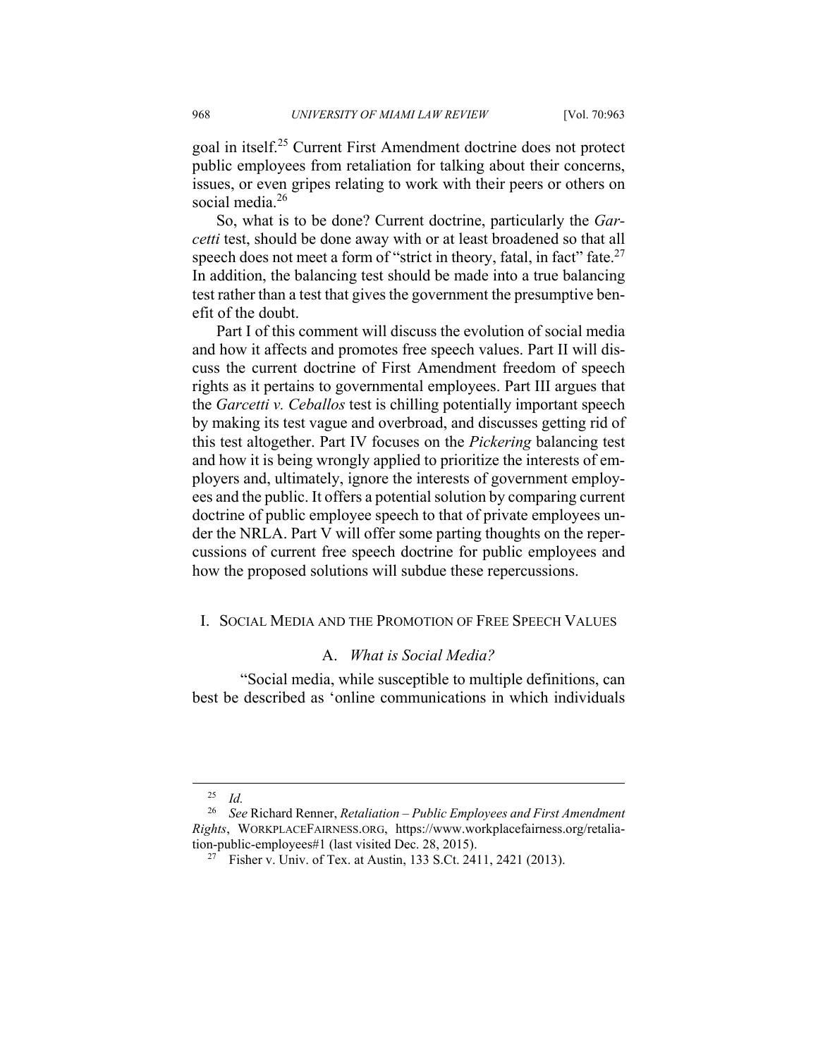goal in itself.[25] Current First Amendment doctrine does not protect public employees from retaliation for talking about their concerns, issues, or even gripes relating to work with their peers or others on social media.[26]

So, what is to be done? Current doctrine, particularly the *Garcetti* test, should be done away with or at least broadened so that all speech does not meet a form of "strict in theory, fatal, in fact" fate.[27] In addition, the balancing test should be made into a true balancing test rather than a test that gives the government the presumptive benefit of the doubt.

Part I of this comment will discuss the evolution of social media and how it affects and promotes free speech values. Part II will discuss the current doctrine of First Amendment freedom of speech rights as it pertains to governmental employees. Part III argues that the *Garcetti v. Ceballos* test is chilling potentially important speech by making its test vague and overbroad, and discusses getting rid of this test altogether. Part IV focuses on the *Pickering* balancing test and how it is being wrongly applied to prioritize the interests of employers and, ultimately, ignore the interests of government employees and the public. It offers a potential solution by comparing current doctrine of public employee speech to that of private employees under the NRLA. Part V will offer some parting thoughts on the repercussions of current free speech doctrine for public employees and how the proposed solutions will subdue these repercussions.

## I. Social Media and the Promotion of Free Speech Values

### A. *What is Social Media?*

"Social media, while susceptible to multiple definitions, can best be described as 'online communications in which individuals

---

[25] *Id.*

[26] *See* Richard Renner, *Retaliation – Public Employees and First Amendment Rights*, WORKPLACEFAIRNESS.ORG, https://www.workplacefairness.org/retaliation-public-employees#1 (last visited Dec. 28, 2015).

[27] Fisher v. Univ. of Tex. at Austin, 133 S.Ct. 2411, 2421 (2013).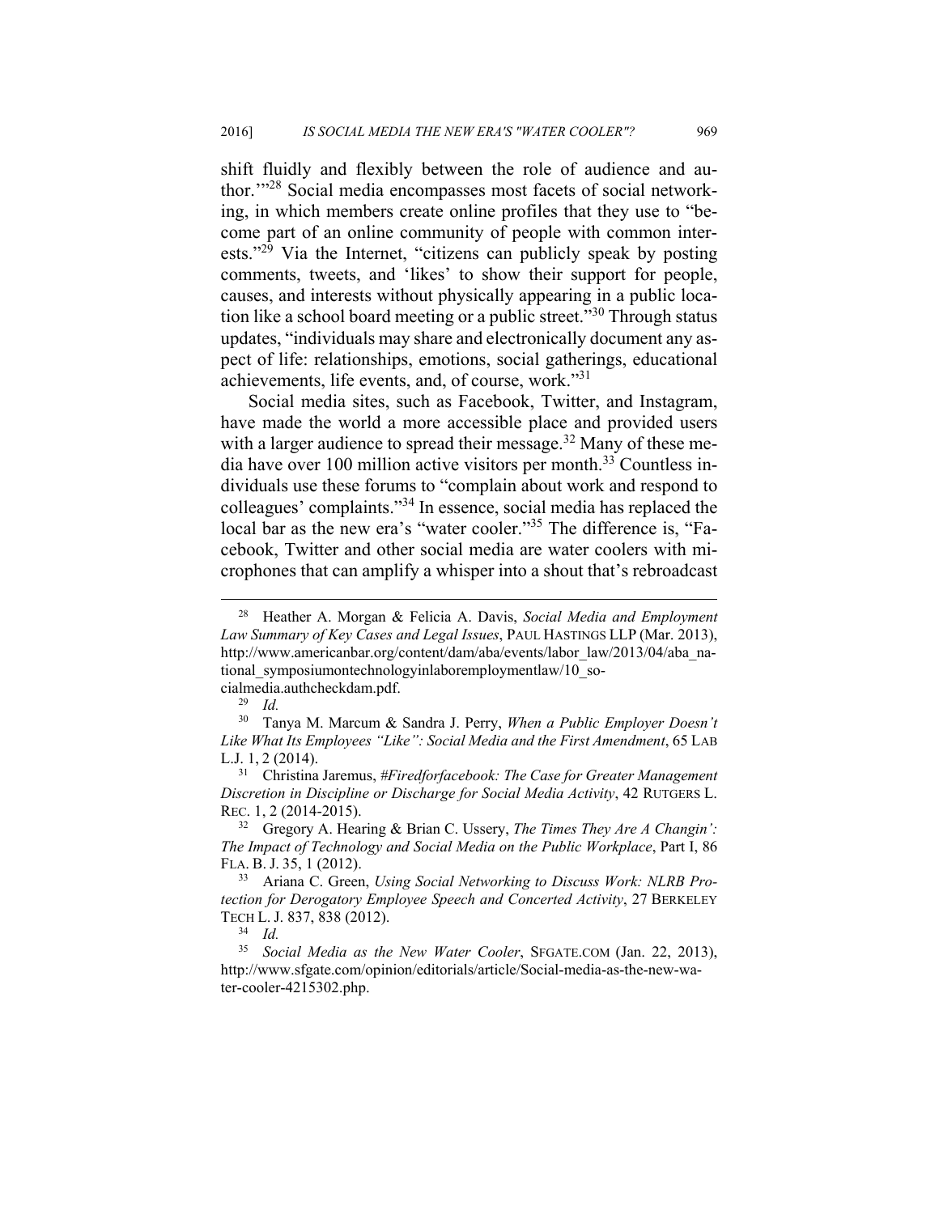shift fluidly and flexibly between the role of audience and author.'"[28] Social media encompasses most facets of social networking, in which members create online profiles that they use to "become part of an online community of people with common interests."[29] Via the Internet, "citizens can publicly speak by posting comments, tweets, and 'likes' to show their support for people, causes, and interests without physically appearing in a public location like a school board meeting or a public street."[30] Through status updates, "individuals may share and electronically document any aspect of life: relationships, emotions, social gatherings, educational achievements, life events, and, of course, work."[31]

Social media sites, such as Facebook, Twitter, and Instagram, have made the world a more accessible place and provided users with a larger audience to spread their message.[32] Many of these media have over 100 million active visitors per month.[33] Countless individuals use these forums to "complain about work and respond to colleagues' complaints."[34] In essence, social media has replaced the local bar as the new era's "water cooler."[35] The difference is, "Facebook, Twitter and other social media are water coolers with microphones that can amplify a whisper into a shout that's rebroadcast

---

[28] Heather A. Morgan & Felicia A. Davis, *Social Media and Employment Law Summary of Key Cases and Legal Issues*, PAUL HASTINGS LLP (Mar. 2013), http://www.americanbar.org/content/dam/aba/events/labor_law/2013/04/aba_national_symposiumontechnologyinlaboremploymentlaw/10_socialmedia.authcheckdam.pdf.

[29] *Id.*

[30] Tanya M. Marcum & Sandra J. Perry, *When a Public Employer Doesn't Like What Its Employees "Like": Social Media and the First Amendment*, 65 LAB L.J. 1, 2 (2014).

[31] Christina Jaremus, *#Firedforfacebook: The Case for Greater Management Discretion in Discipline or Discharge for Social Media Activity*, 42 RUTGERS L. REC. 1, 2 (2014-2015).

[32] Gregory A. Hearing & Brian C. Ussery, *The Times They Are A Changin': The Impact of Technology and Social Media on the Public Workplace*, Part I, 86 FLA. B. J. 35, 1 (2012).

[33] Ariana C. Green, *Using Social Networking to Discuss Work: NLRB Protection for Derogatory Employee Speech and Concerted Activity*, 27 BERKELEY TECH L. J. 837, 838 (2012).

[34] *Id.*

[35] *Social Media as the New Water Cooler*, SFGATE.COM (Jan. 22, 2013), http://www.sfgate.com/opinion/editorials/article/Social-media-as-the-new-water-cooler-4215302.php.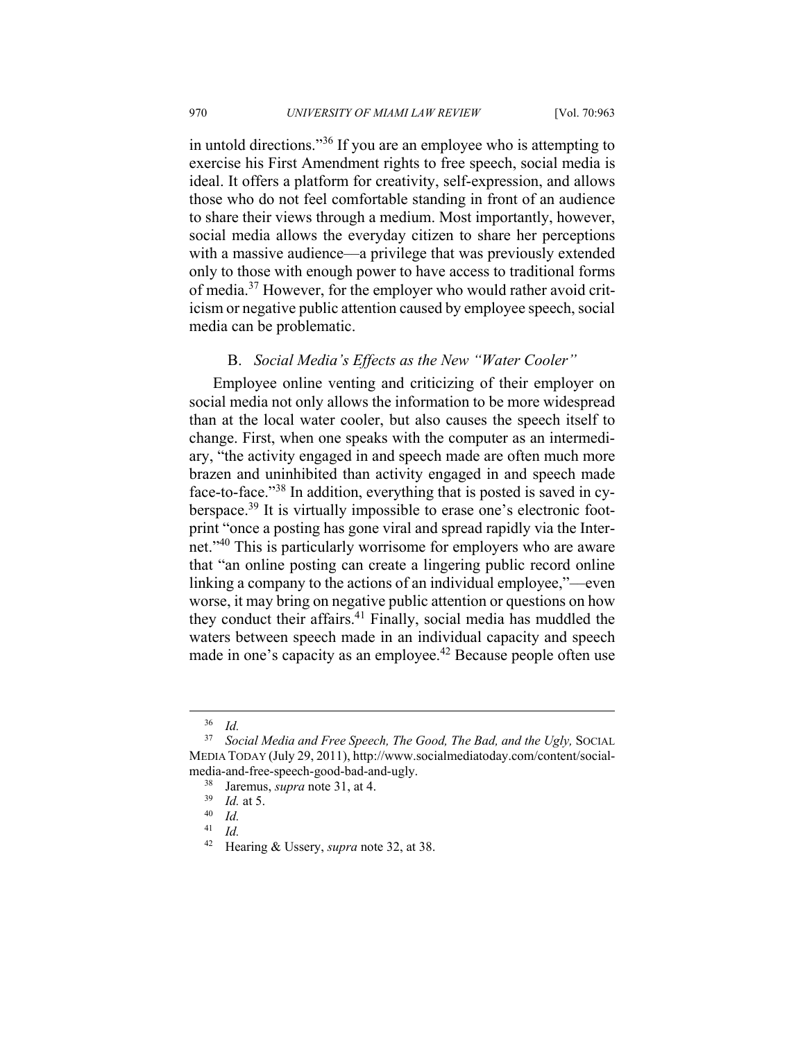in untold directions."[36] If you are an employee who is attempting to exercise his First Amendment rights to free speech, social media is ideal. It offers a platform for creativity, self-expression, and allows those who do not feel comfortable standing in front of an audience to share their views through a medium. Most importantly, however, social media allows the everyday citizen to share her perceptions with a massive audience—a privilege that was previously extended only to those with enough power to have access to traditional forms of media.[37] However, for the employer who would rather avoid criticism or negative public attention caused by employee speech, social media can be problematic.

### B. *Social Media's Effects as the New "Water Cooler"*

Employee online venting and criticizing of their employer on social media not only allows the information to be more widespread than at the local water cooler, but also causes the speech itself to change. First, when one speaks with the computer as an intermediary, "the activity engaged in and speech made are often much more brazen and uninhibited than activity engaged in and speech made face-to-face."[38] In addition, everything that is posted is saved in cyberspace.[39] It is virtually impossible to erase one's electronic footprint "once a posting has gone viral and spread rapidly via the Internet."[40] This is particularly worrisome for employers who are aware that "an online posting can create a lingering public record online linking a company to the actions of an individual employee,"—even worse, it may bring on negative public attention or questions on how they conduct their affairs.[41] Finally, social media has muddled the waters between speech made in an individual capacity and speech made in one's capacity as an employee.[42] Because people often use

---

[36] *Id.*

[37] *Social Media and Free Speech, The Good, The Bad, and the Ugly,* SOCIAL MEDIA TODAY (July 29, 2011), http://www.socialmediatoday.com/content/social-media-and-free-speech-good-bad-and-ugly.

[38] Jaremus, *supra* note 31, at 4.

[39] *Id.* at 5.

[40] *Id.*

[41] *Id.*

[42] Hearing & Ussery, *supra* note 32, at 38.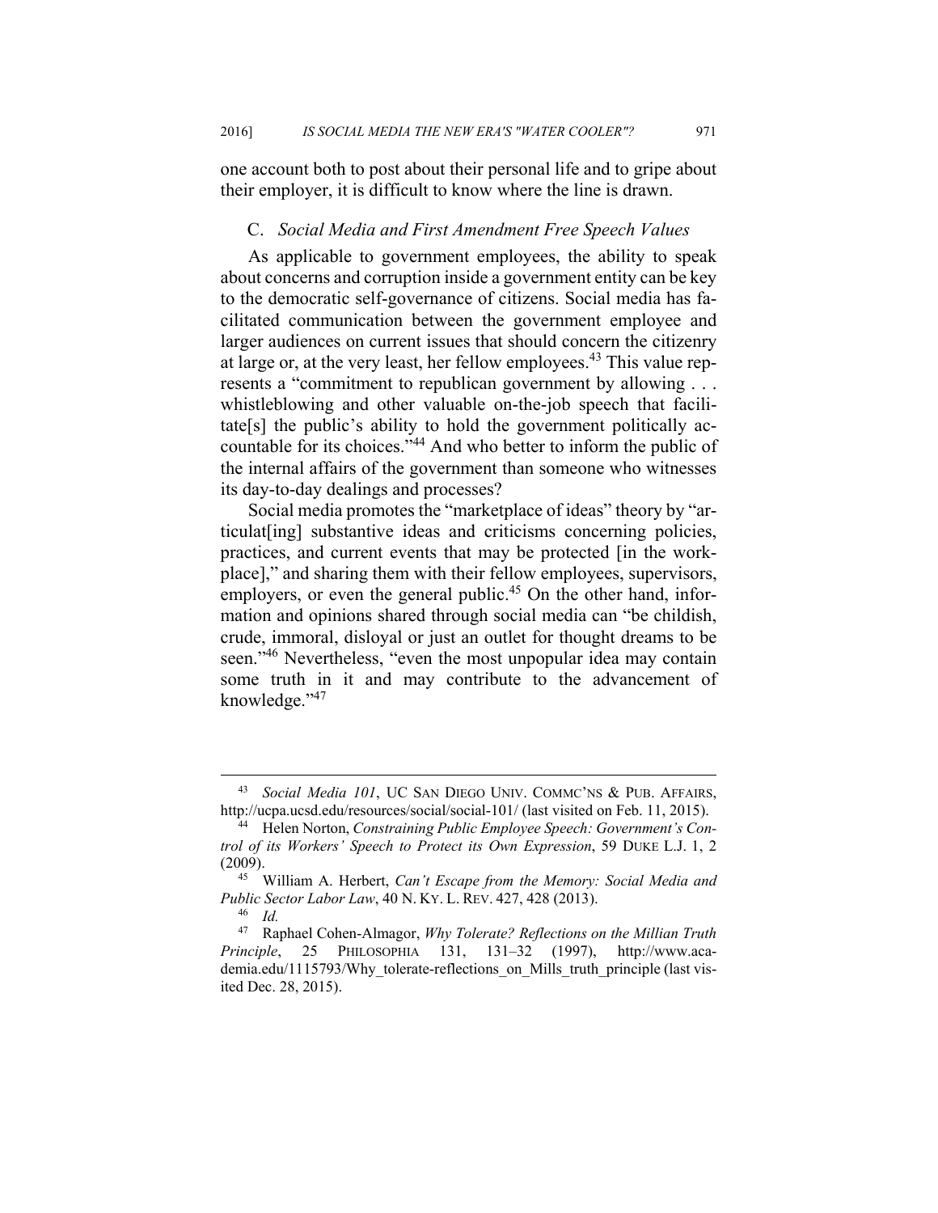one account both to post about their personal life and to gripe about their employer, it is difficult to know where the line is drawn.

### C. *Social Media and First Amendment Free Speech Values*

As applicable to government employees, the ability to speak about concerns and corruption inside a government entity can be key to the democratic self-governance of citizens. Social media has facilitated communication between the government employee and larger audiences on current issues that should concern the citizenry at large or, at the very least, her fellow employees.[43] This value represents a "commitment to republican government by allowing . . . whistleblowing and other valuable on-the-job speech that facilitate[s] the public's ability to hold the government politically accountable for its choices."[44] And who better to inform the public of the internal affairs of the government than someone who witnesses its day-to-day dealings and processes?

Social media promotes the "marketplace of ideas" theory by "articulat[ing] substantive ideas and criticisms concerning policies, practices, and current events that may be protected [in the workplace]," and sharing them with their fellow employees, supervisors, employers, or even the general public.[45] On the other hand, information and opinions shared through social media can "be childish, crude, immoral, disloyal or just an outlet for thought dreams to be seen."[46] Nevertheless, "even the most unpopular idea may contain some truth in it and may contribute to the advancement of knowledge."[47]

---

[43] *Social Media 101*, UC SAN DIEGO UNIV. COMMC'NS & PUB. AFFAIRS, http://ucpa.ucsd.edu/resources/social/social-101/ (last visited on Feb. 11, 2015).

[44] Helen Norton, *Constraining Public Employee Speech: Government's Control of its Workers' Speech to Protect its Own Expression*, 59 DUKE L.J. 1, 2 (2009).

[45] William A. Herbert, *Can't Escape from the Memory: Social Media and Public Sector Labor Law*, 40 N. KY. L. REV. 427, 428 (2013).

[46] *Id.*

[47] Raphael Cohen-Almagor, *Why Tolerate? Reflections on the Millian Truth Principle*, 25 PHILOSOPHIA 131, 131–32 (1997), http://www.academia.edu/1115793/Why_tolerate-reflections_on_Mills_truth_principle (last visited Dec. 28, 2015).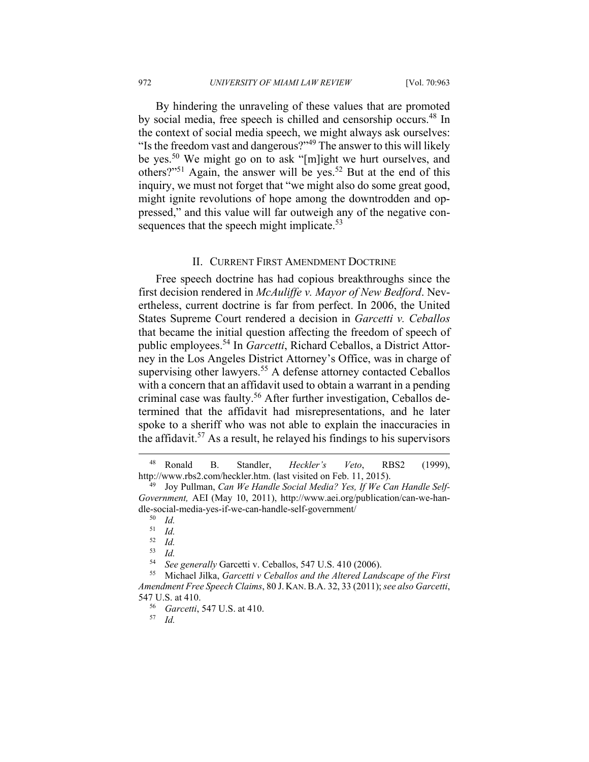By hindering the unraveling of these values that are promoted by social media, free speech is chilled and censorship occurs.[48] In the context of social media speech, we might always ask ourselves: "Is the freedom vast and dangerous?"[49] The answer to this will likely be yes.[50] We might go on to ask "[m]ight we hurt ourselves, and others?"[51] Again, the answer will be yes.[52] But at the end of this inquiry, we must not forget that "we might also do some great good, might ignite revolutions of hope among the downtrodden and oppressed," and this value will far outweigh any of the negative consequences that the speech might implicate.[53]

## II. CURRENT FIRST AMENDMENT DOCTRINE

Free speech doctrine has had copious breakthroughs since the first decision rendered in *McAuliffe v. Mayor of New Bedford*. Nevertheless, current doctrine is far from perfect. In 2006, the United States Supreme Court rendered a decision in *Garcetti v. Ceballos* that became the initial question affecting the freedom of speech of public employees.[54] In *Garcetti*, Richard Ceballos, a District Attorney in the Los Angeles District Attorney's Office, was in charge of supervising other lawyers.[55] A defense attorney contacted Ceballos with a concern that an affidavit used to obtain a warrant in a pending criminal case was faulty.[56] After further investigation, Ceballos determined that the affidavit had misrepresentations, and he later spoke to a sheriff who was not able to explain the inaccuracies in the affidavit.[57] As a result, he relayed his findings to his supervisors

---

[48] Ronald B. Standler, *Heckler's Veto*, RBS2 (1999), http://www.rbs2.com/heckler.htm. (last visited on Feb. 11, 2015).

[49] Joy Pullman, *Can We Handle Social Media? Yes, If We Can Handle Self-Government,* AEI (May 10, 2011), http://www.aei.org/publication/can-we-handle-social-media-yes-if-we-can-handle-self-government/

[50] *Id.*

[51] *Id.*

[52] *Id.*

[53] *Id.*

[54] *See generally* Garcetti v. Ceballos, 547 U.S. 410 (2006).

[55] Michael Jilka, *Garcetti v Ceballos and the Altered Landscape of the First Amendment Free Speech Claims*, 80 J. KAN. B.A. 32, 33 (2011); *see also Garcetti*, 547 U.S. at 410.

[56] *Garcetti*, 547 U.S. at 410.

[57] *Id.*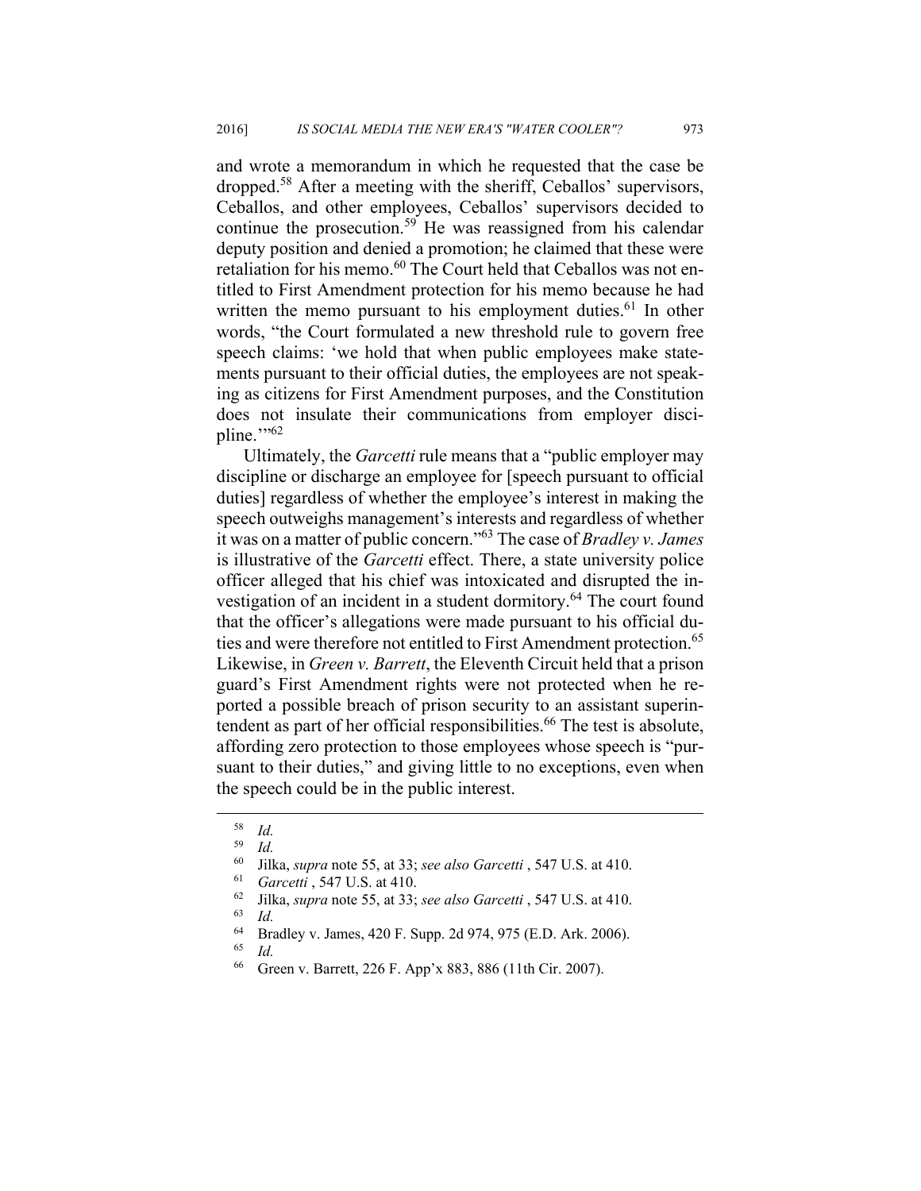and wrote a memorandum in which he requested that the case be dropped.[58] After a meeting with the sheriff, Ceballos' supervisors, Ceballos, and other employees, Ceballos' supervisors decided to continue the prosecution.[59] He was reassigned from his calendar deputy position and denied a promotion; he claimed that these were retaliation for his memo.[60] The Court held that Ceballos was not entitled to First Amendment protection for his memo because he had written the memo pursuant to his employment duties.[61] In other words, "the Court formulated a new threshold rule to govern free speech claims: 'we hold that when public employees make statements pursuant to their official duties, the employees are not speaking as citizens for First Amendment purposes, and the Constitution does not insulate their communications from employer discipline.'"[62]

Ultimately, the *Garcetti* rule means that a "public employer may discipline or discharge an employee for [speech pursuant to official duties] regardless of whether the employee's interest in making the speech outweighs management's interests and regardless of whether it was on a matter of public concern."[63] The case of *Bradley v. James* is illustrative of the *Garcetti* effect. There, a state university police officer alleged that his chief was intoxicated and disrupted the investigation of an incident in a student dormitory.[64] The court found that the officer's allegations were made pursuant to his official duties and were therefore not entitled to First Amendment protection.[65] Likewise, in *Green v. Barrett*, the Eleventh Circuit held that a prison guard's First Amendment rights were not protected when he reported a possible breach of prison security to an assistant superintendent as part of her official responsibilities.[66] The test is absolute, affording zero protection to those employees whose speech is "pursuant to their duties," and giving little to no exceptions, even when the speech could be in the public interest.

---

[58] *Id.*

[59] *Id.*

[60] Jilka, *supra* note 55, at 33; *see also Garcetti* , 547 U.S. at 410.

[61] *Garcetti* , 547 U.S. at 410.

[62] Jilka, *supra* note 55, at 33; *see also Garcetti* , 547 U.S. at 410.

[63] *Id.*

[64] Bradley v. James, 420 F. Supp. 2d 974, 975 (E.D. Ark. 2006).

[65] *Id.*

[66] Green v. Barrett, 226 F. App'x 883, 886 (11th Cir. 2007).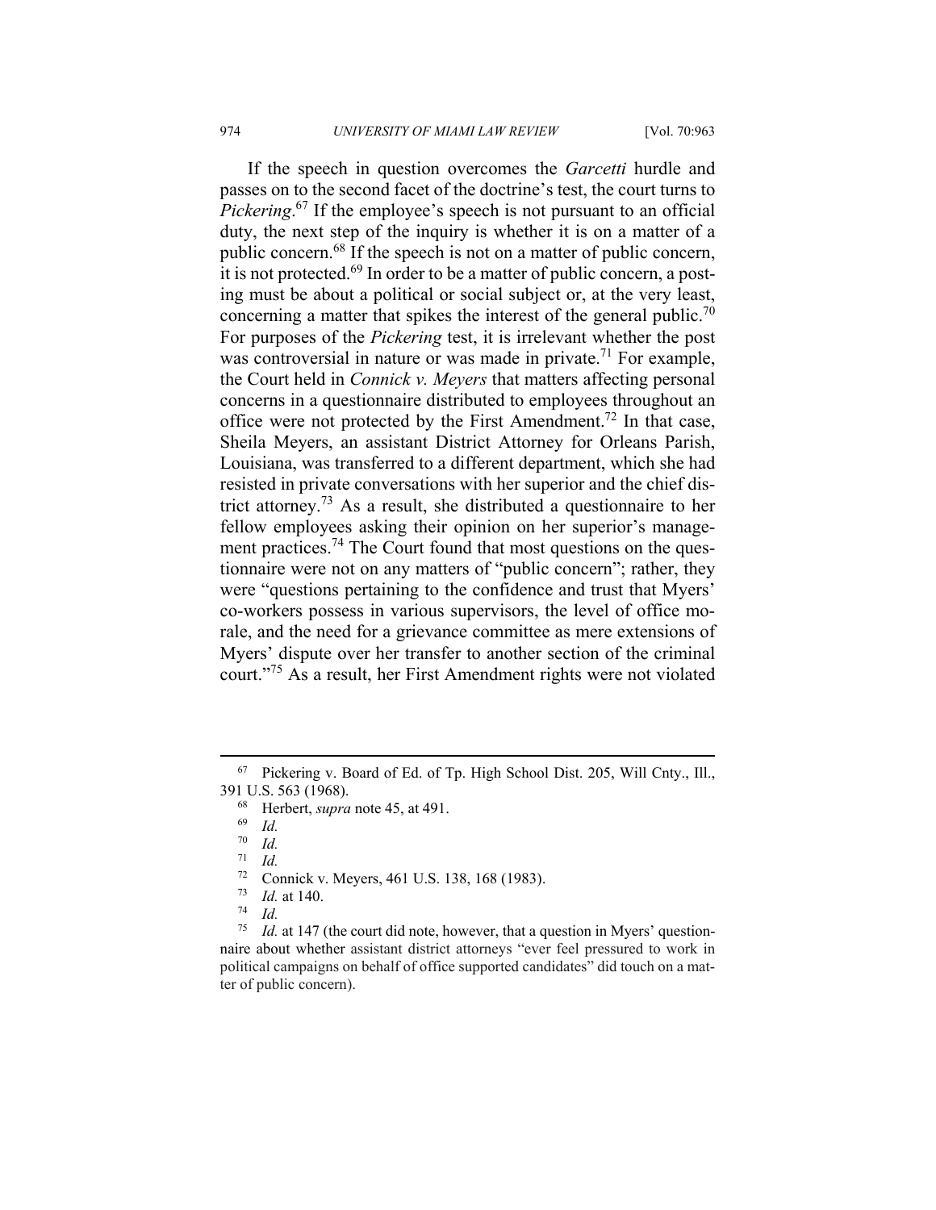If the speech in question overcomes the *Garcetti* hurdle and passes on to the second facet of the doctrine's test, the court turns to *Pickering*.[67] If the employee's speech is not pursuant to an official duty, the next step of the inquiry is whether it is on a matter of a public concern.[68] If the speech is not on a matter of public concern, it is not protected.[69] In order to be a matter of public concern, a posting must be about a political or social subject or, at the very least, concerning a matter that spikes the interest of the general public.[70] For purposes of the *Pickering* test, it is irrelevant whether the post was controversial in nature or was made in private.[71] For example, the Court held in *Connick v. Meyers* that matters affecting personal concerns in a questionnaire distributed to employees throughout an office were not protected by the First Amendment.[72] In that case, Sheila Meyers, an assistant District Attorney for Orleans Parish, Louisiana, was transferred to a different department, which she had resisted in private conversations with her superior and the chief district attorney.[73] As a result, she distributed a questionnaire to her fellow employees asking their opinion on her superior's management practices.[74] The Court found that most questions on the questionnaire were not on any matters of "public concern"; rather, they were "questions pertaining to the confidence and trust that Myers' co-workers possess in various supervisors, the level of office morale, and the need for a grievance committee as mere extensions of Myers' dispute over her transfer to another section of the criminal court."[75] As a result, her First Amendment rights were not violated

---

[67] Pickering v. Board of Ed. of Tp. High School Dist. 205, Will Cnty., Ill., 391 U.S. 563 (1968).

[68] Herbert, *supra* note 45, at 491.

[69] *Id.*

[70] *Id.*

[71] *Id.*

[72] Connick v. Meyers, 461 U.S. 138, 168 (1983).

[73] *Id.* at 140.

[74] *Id.*

[75] *Id.* at 147 (the court did note, however, that a question in Myers' questionnaire about whether assistant district attorneys "ever feel pressured to work in political campaigns on behalf of office supported candidates" did touch on a matter of public concern).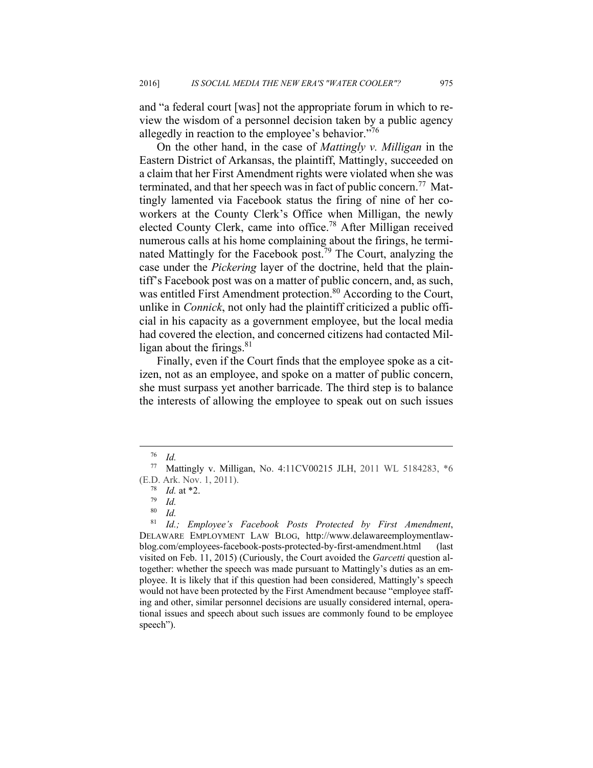and "a federal court [was] not the appropriate forum in which to review the wisdom of a personnel decision taken by a public agency allegedly in reaction to the employee's behavior."[76]

On the other hand, in the case of *Mattingly v. Milligan* in the Eastern District of Arkansas, the plaintiff, Mattingly, succeeded on a claim that her First Amendment rights were violated when she was terminated, and that her speech was in fact of public concern.[77] Mattingly lamented via Facebook status the firing of nine of her coworkers at the County Clerk's Office when Milligan, the newly elected County Clerk, came into office.[78] After Milligan received numerous calls at his home complaining about the firings, he terminated Mattingly for the Facebook post.[79] The Court, analyzing the case under the *Pickering* layer of the doctrine, held that the plaintiff's Facebook post was on a matter of public concern, and, as such, was entitled First Amendment protection.[80] According to the Court, unlike in *Connick*, not only had the plaintiff criticized a public official in his capacity as a government employee, but the local media had covered the election, and concerned citizens had contacted Milligan about the firings.[81]

Finally, even if the Court finds that the employee spoke as a citizen, not as an employee, and spoke on a matter of public concern, she must surpass yet another barricade. The third step is to balance the interests of allowing the employee to speak out on such issues

---

[76] *Id.*

[77] Mattingly v. Milligan, No. 4:11CV00215 JLH, 2011 WL 5184283, *6 (E.D. Ark. Nov. 1, 2011).

[78] *Id.* at *2.

[79] *Id.*

[80] *Id.*

[81] *Id.; Employee's Facebook Posts Protected by First Amendment*, DELAWARE EMPLOYMENT LAW BLOG, http://www.delawareemploymentlawblog.com/employees-facebook-posts-protected-by-first-amendment.html (last visited on Feb. 11, 2015) (Curiously, the Court avoided the *Garcetti* question altogether: whether the speech was made pursuant to Mattingly's duties as an employee. It is likely that if this question had been considered, Mattingly's speech would not have been protected by the First Amendment because "employee staffing and other, similar personnel decisions are usually considered internal, operational issues and speech about such issues are commonly found to be employee speech").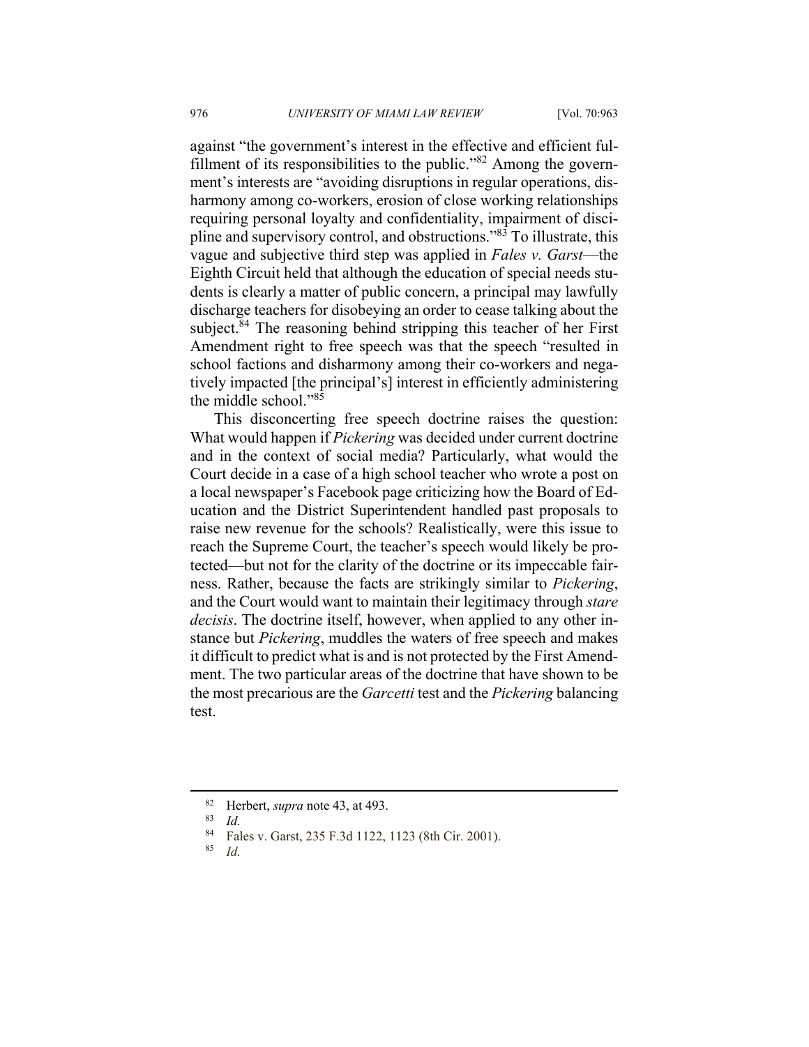against "the government's interest in the effective and efficient fulfillment of its responsibilities to the public."[82] Among the government's interests are "avoiding disruptions in regular operations, disharmony among co-workers, erosion of close working relationships requiring personal loyalty and confidentiality, impairment of discipline and supervisory control, and obstructions."[83] To illustrate, this vague and subjective third step was applied in *Fales v. Garst*—the Eighth Circuit held that although the education of special needs students is clearly a matter of public concern, a principal may lawfully discharge teachers for disobeying an order to cease talking about the subject.[84] The reasoning behind stripping this teacher of her First Amendment right to free speech was that the speech "resulted in school factions and disharmony among their co-workers and negatively impacted [the principal's] interest in efficiently administering the middle school."[85]

This disconcerting free speech doctrine raises the question: What would happen if *Pickering* was decided under current doctrine and in the context of social media? Particularly, what would the Court decide in a case of a high school teacher who wrote a post on a local newspaper's Facebook page criticizing how the Board of Education and the District Superintendent handled past proposals to raise new revenue for the schools? Realistically, were this issue to reach the Supreme Court, the teacher's speech would likely be protected—but not for the clarity of the doctrine or its impeccable fairness. Rather, because the facts are strikingly similar to *Pickering*, and the Court would want to maintain their legitimacy through *stare decisis*. The doctrine itself, however, when applied to any other instance but *Pickering*, muddles the waters of free speech and makes it difficult to predict what is and is not protected by the First Amendment. The two particular areas of the doctrine that have shown to be the most precarious are the *Garcetti* test and the *Pickering* balancing test.

---

[82] Herbert, *supra* note 43, at 493.

[83] *Id.*

[84] Fales v. Garst, 235 F.3d 1122, 1123 (8th Cir. 2001).

[85] *Id.*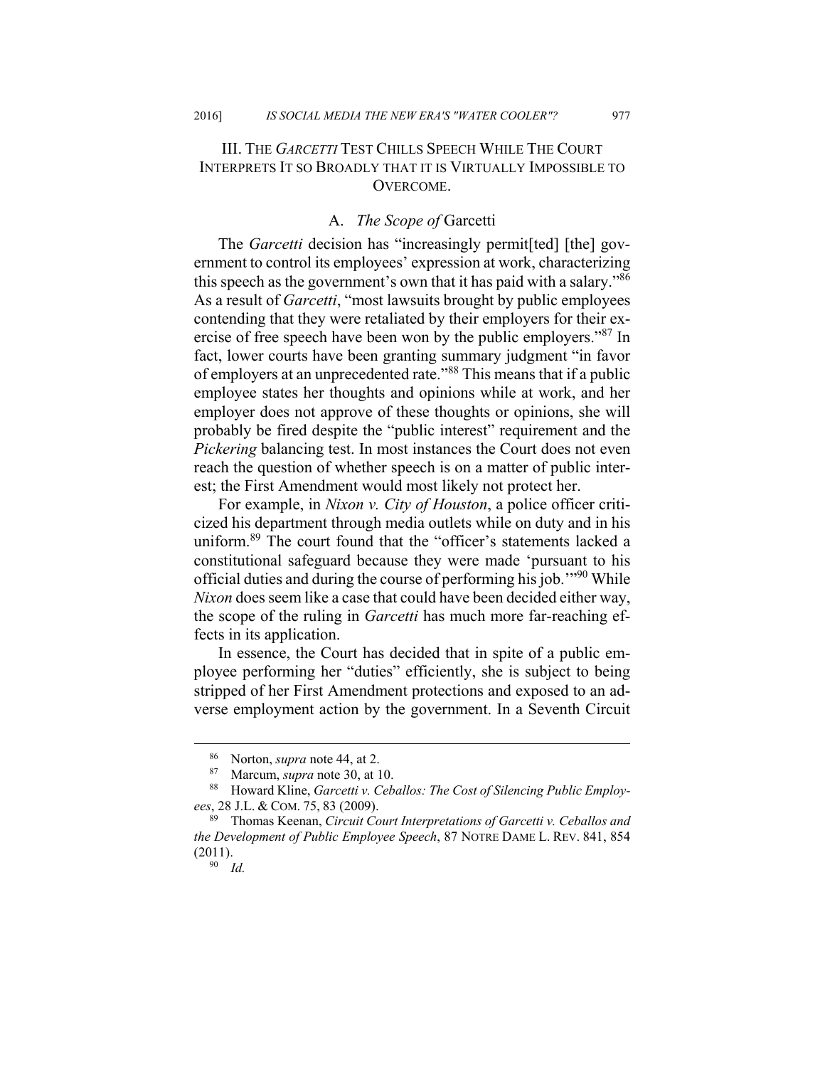## III. THE *GARCETTI* TEST CHILLS SPEECH WHILE THE COURT INTERPRETS IT SO BROADLY THAT IT IS VIRTUALLY IMPOSSIBLE TO OVERCOME.

### A. *The Scope of* Garcetti

The *Garcetti* decision has "increasingly permit[ted] [the] government to control its employees' expression at work, characterizing this speech as the government's own that it has paid with a salary."[86] As a result of *Garcetti*, "most lawsuits brought by public employees contending that they were retaliated by their employers for their exercise of free speech have been won by the public employers."[87] In fact, lower courts have been granting summary judgment "in favor of employers at an unprecedented rate."[88] This means that if a public employee states her thoughts and opinions while at work, and her employer does not approve of these thoughts or opinions, she will probably be fired despite the "public interest" requirement and the *Pickering* balancing test. In most instances the Court does not even reach the question of whether speech is on a matter of public interest; the First Amendment would most likely not protect her.

For example, in *Nixon v. City of Houston*, a police officer criticized his department through media outlets while on duty and in his uniform.[89] The court found that the "officer's statements lacked a constitutional safeguard because they were made 'pursuant to his official duties and during the course of performing his job.'"[90] While *Nixon* does seem like a case that could have been decided either way, the scope of the ruling in *Garcetti* has much more far-reaching effects in its application.

In essence, the Court has decided that in spite of a public employee performing her "duties" efficiently, she is subject to being stripped of her First Amendment protections and exposed to an adverse employment action by the government. In a Seventh Circuit

---

[86] Norton, *supra* note 44, at 2.

[87] Marcum, *supra* note 30, at 10.

[88] Howard Kline, *Garcetti v. Ceballos: The Cost of Silencing Public Employees*, 28 J.L. & COM. 75, 83 (2009).

[89] Thomas Keenan, *Circuit Court Interpretations of Garcetti v. Ceballos and the Development of Public Employee Speech*, 87 NOTRE DAME L. REV. 841, 854 (2011).

[90] *Id.*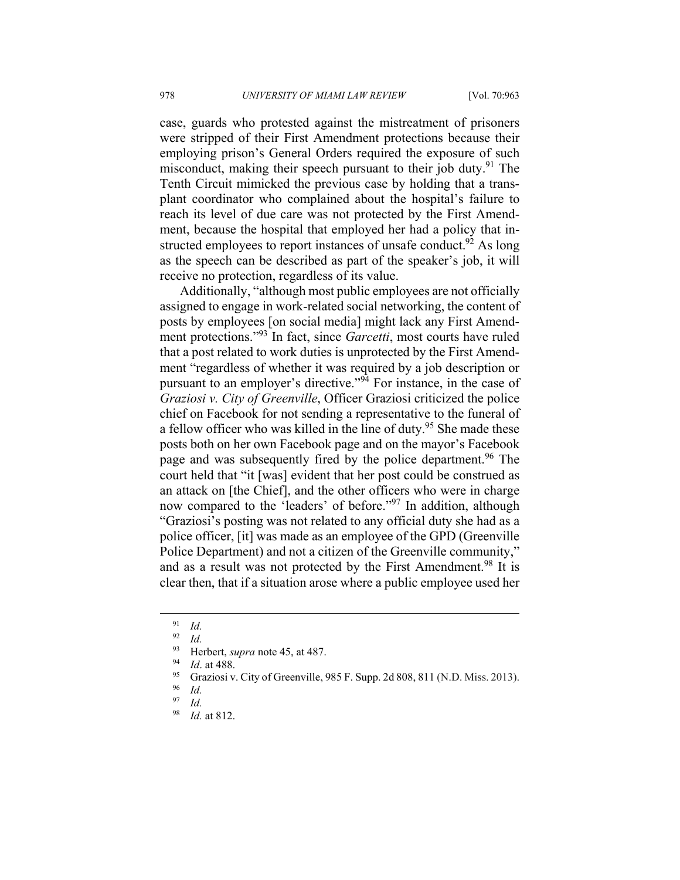case, guards who protested against the mistreatment of prisoners were stripped of their First Amendment protections because their employing prison's General Orders required the exposure of such misconduct, making their speech pursuant to their job duty.[91] The Tenth Circuit mimicked the previous case by holding that a transplant coordinator who complained about the hospital's failure to reach its level of due care was not protected by the First Amendment, because the hospital that employed her had a policy that instructed employees to report instances of unsafe conduct.[92] As long as the speech can be described as part of the speaker's job, it will receive no protection, regardless of its value.

Additionally, "although most public employees are not officially assigned to engage in work-related social networking, the content of posts by employees [on social media] might lack any First Amendment protections."[93] In fact, since *Garcetti*, most courts have ruled that a post related to work duties is unprotected by the First Amendment "regardless of whether it was required by a job description or pursuant to an employer's directive."[94] For instance, in the case of *Graziosi v. City of Greenville*, Officer Graziosi criticized the police chief on Facebook for not sending a representative to the funeral of a fellow officer who was killed in the line of duty.[95] She made these posts both on her own Facebook page and on the mayor's Facebook page and was subsequently fired by the police department.[96] The court held that "it [was] evident that her post could be construed as an attack on [the Chief], and the other officers who were in charge now compared to the 'leaders' of before."[97] In addition, although "Graziosi's posting was not related to any official duty she had as a police officer, [it] was made as an employee of the GPD (Greenville Police Department) and not a citizen of the Greenville community," and as a result was not protected by the First Amendment.[98] It is clear then, that if a situation arose where a public employee used her

---

[91] *Id.*

[92] *Id.*

[93] Herbert, *supra* note 45, at 487.

[94] *Id*. at 488.

[95] Graziosi v. City of Greenville, 985 F. Supp. 2d 808, 811 (N.D. Miss. 2013).

[96] *Id.*

[97] *Id.*

[98] *Id.* at 812.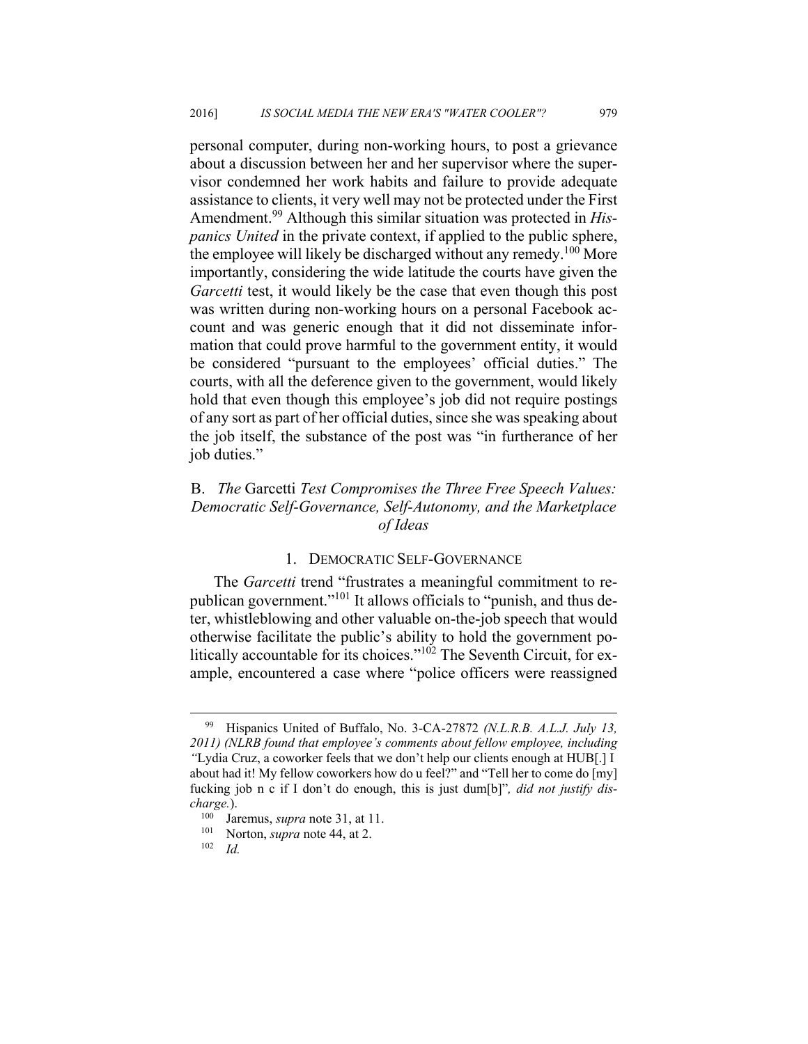personal computer, during non-working hours, to post a grievance about a discussion between her and her supervisor where the supervisor condemned her work habits and failure to provide adequate assistance to clients, it very well may not be protected under the First Amendment.[99] Although this similar situation was protected in *Hispanics United* in the private context, if applied to the public sphere, the employee will likely be discharged without any remedy.[100] More importantly, considering the wide latitude the courts have given the *Garcetti* test, it would likely be the case that even though this post was written during non-working hours on a personal Facebook account and was generic enough that it did not disseminate information that could prove harmful to the government entity, it would be considered "pursuant to the employees' official duties." The courts, with all the deference given to the government, would likely hold that even though this employee's job did not require postings of any sort as part of her official duties, since she was speaking about the job itself, the substance of the post was "in furtherance of her job duties."

## B. *The* Garcetti *Test Compromises the Three Free Speech Values: Democratic Self-Governance, Self-Autonomy, and the Marketplace of Ideas*

### 1. Democratic Self-Governance

The *Garcetti* trend "frustrates a meaningful commitment to republican government."[101] It allows officials to "punish, and thus deter, whistleblowing and other valuable on-the-job speech that would otherwise facilitate the public's ability to hold the government politically accountable for its choices."[102] The Seventh Circuit, for example, encountered a case where "police officers were reassigned

---

[99] Hispanics United of Buffalo, No. 3-CA-27872 *(N.L.R.B. A.L.J. July 13, 2011) (NLRB found that employee's comments about fellow employee, including "*Lydia Cruz, a coworker feels that we don't help our clients enough at HUB[.] I about had it! My fellow coworkers how do u feel?" and "Tell her to come do [my] fucking job n c if I don't do enough, this is just dum[b]"*, did not justify discharge.*).

[100] Jaremus, *supra* note 31, at 11.

[101] Norton, *supra* note 44, at 2.

[102] *Id.*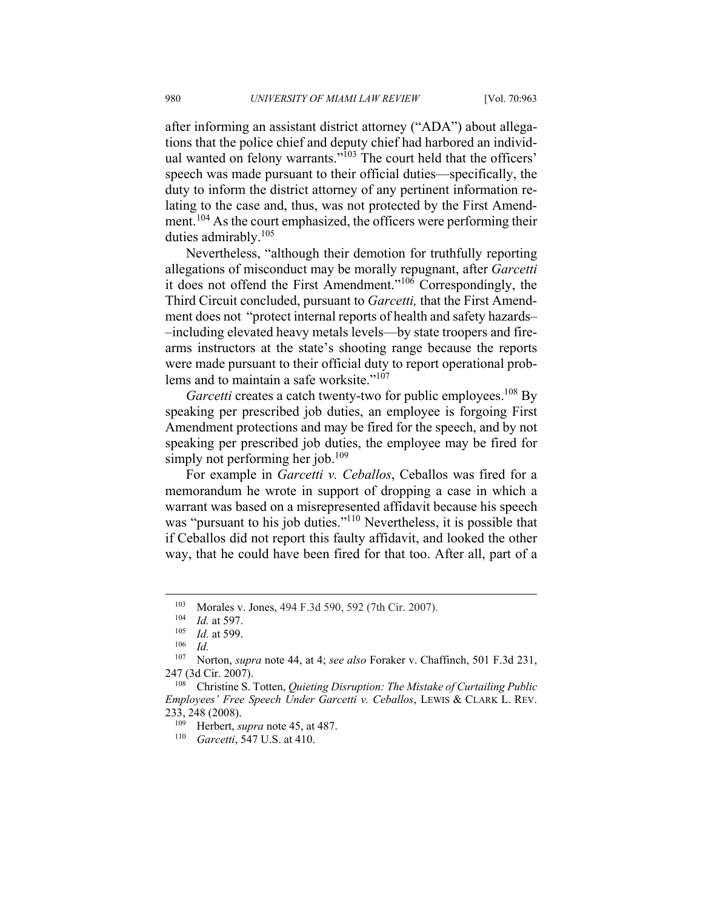after informing an assistant district attorney ("ADA") about allegations that the police chief and deputy chief had harbored an individual wanted on felony warrants."[103] The court held that the officers' speech was made pursuant to their official duties—specifically, the duty to inform the district attorney of any pertinent information relating to the case and, thus, was not protected by the First Amendment.[104] As the court emphasized, the officers were performing their duties admirably.[105]

Nevertheless, "although their demotion for truthfully reporting allegations of misconduct may be morally repugnant, after *Garcetti* it does not offend the First Amendment."[106] Correspondingly, the Third Circuit concluded, pursuant to *Garcetti,* that the First Amendment does not "protect internal reports of health and safety hazards––including elevated heavy metals levels—by state troopers and firearms instructors at the state's shooting range because the reports were made pursuant to their official duty to report operational problems and to maintain a safe worksite."[107]

*Garcetti* creates a catch twenty-two for public employees.[108] By speaking per prescribed job duties, an employee is forgoing First Amendment protections and may be fired for the speech, and by not speaking per prescribed job duties, the employee may be fired for simply not performing her job.[109]

For example in *Garcetti v. Ceballos*, Ceballos was fired for a memorandum he wrote in support of dropping a case in which a warrant was based on a misrepresented affidavit because his speech was "pursuant to his job duties."[110] Nevertheless, it is possible that if Ceballos did not report this faulty affidavit, and looked the other way, that he could have been fired for that too. After all, part of a

---

[103] Morales v. Jones, 494 F.3d 590, 592 (7th Cir. 2007).

[104] *Id.* at 597.

[105] *Id.* at 599.

[106] *Id.*

[107] Norton, *supra* note 44, at 4; *see also* Foraker v. Chaffinch, 501 F.3d 231, 247 (3d Cir. 2007).

[108] Christine S. Totten, *Quieting Disruption: The Mistake of Curtailing Public Employees' Free Speech Under Garcetti v. Ceballos*, LEWIS & CLARK L. REV. 233, 248 (2008).

[109] Herbert, *supra* note 45, at 487.

[110] *Garcetti*, 547 U.S. at 410.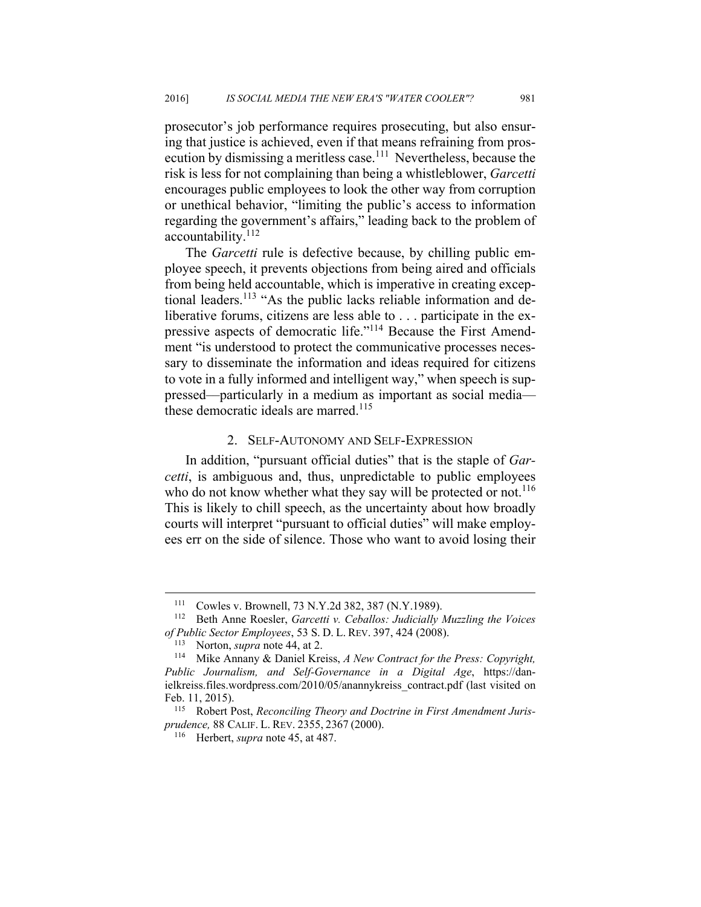prosecutor's job performance requires prosecuting, but also ensuring that justice is achieved, even if that means refraining from prosecution by dismissing a meritless case.[111] Nevertheless, because the risk is less for not complaining than being a whistleblower, *Garcetti* encourages public employees to look the other way from corruption or unethical behavior, "limiting the public's access to information regarding the government's affairs," leading back to the problem of accountability.[112]

The *Garcetti* rule is defective because, by chilling public employee speech, it prevents objections from being aired and officials from being held accountable, which is imperative in creating exceptional leaders.[113] "As the public lacks reliable information and deliberative forums, citizens are less able to . . . participate in the expressive aspects of democratic life."[114] Because the First Amendment "is understood to protect the communicative processes necessary to disseminate the information and ideas required for citizens to vote in a fully informed and intelligent way," when speech is suppressed—particularly in a medium as important as social media—these democratic ideals are marred.[115]

### 2. SELF-AUTONOMY AND SELF-EXPRESSION

In addition, "pursuant official duties" that is the staple of *Garcetti*, is ambiguous and, thus, unpredictable to public employees who do not know whether what they say will be protected or not.[116] This is likely to chill speech, as the uncertainty about how broadly courts will interpret "pursuant to official duties" will make employees err on the side of silence. Those who want to avoid losing their

---

[111] Cowles v. Brownell, 73 N.Y.2d 382, 387 (N.Y.1989).

[112] Beth Anne Roesler, *Garcetti v. Ceballos: Judicially Muzzling the Voices of Public Sector Employees*, 53 S. D. L. REV. 397, 424 (2008).

[113] Norton, *supra* note 44, at 2.

[114] Mike Annany & Daniel Kreiss, *A New Contract for the Press: Copyright, Public Journalism, and Self-Governance in a Digital Age*, https://danielkreiss.files.wordpress.com/2010/05/anannykreiss_contract.pdf (last visited on Feb. 11, 2015).

[115] Robert Post, *Reconciling Theory and Doctrine in First Amendment Jurisprudence,* 88 CALIF. L. REV. 2355, 2367 (2000).

[116] Herbert, *supra* note 45, at 487.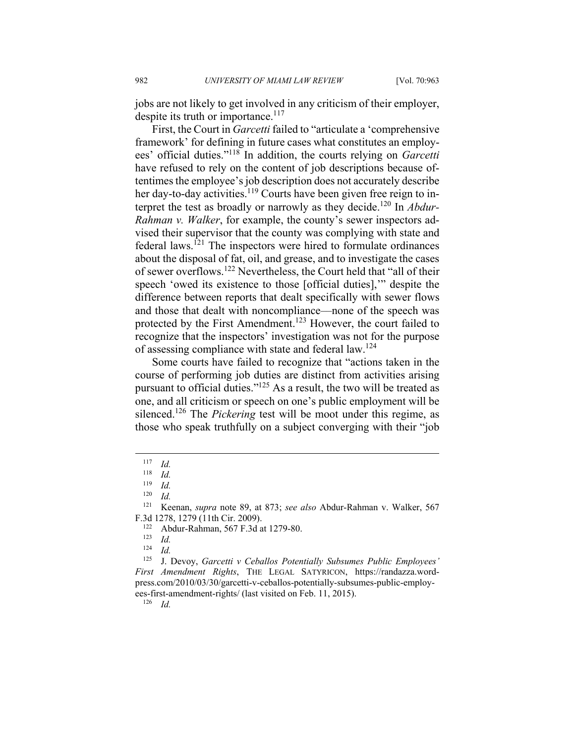jobs are not likely to get involved in any criticism of their employer, despite its truth or importance.[117]

First, the Court in *Garcetti* failed to "articulate a 'comprehensive framework' for defining in future cases what constitutes an employees' official duties."[118] In addition, the courts relying on *Garcetti* have refused to rely on the content of job descriptions because oftentimes the employee's job description does not accurately describe her day-to-day activities.[119] Courts have been given free reign to interpret the test as broadly or narrowly as they decide.[120] In *Abdur-Rahman v. Walker*, for example, the county's sewer inspectors advised their supervisor that the county was complying with state and federal laws.[121] The inspectors were hired to formulate ordinances about the disposal of fat, oil, and grease, and to investigate the cases of sewer overflows.[122] Nevertheless, the Court held that "all of their speech 'owed its existence to those [official duties],'" despite the difference between reports that dealt specifically with sewer flows and those that dealt with noncompliance—none of the speech was protected by the First Amendment.[123] However, the court failed to recognize that the inspectors' investigation was not for the purpose of assessing compliance with state and federal law.[124]

Some courts have failed to recognize that "actions taken in the course of performing job duties are distinct from activities arising pursuant to official duties."[125] As a result, the two will be treated as one, and all criticism or speech on one's public employment will be silenced.[126] The *Pickering* test will be moot under this regime, as those who speak truthfully on a subject converging with their "job

---

[117] *Id.*

[118] *Id.*

[119] *Id.*

[120] *Id.*

[121] Keenan, *supra* note 89, at 873; *see also* Abdur-Rahman v. Walker, 567 F.3d 1278, 1279 (11th Cir. 2009).

[122] Abdur-Rahman, 567 F.3d at 1279-80.

[123] *Id.*

[124] *Id.*

[125] J. Devoy, *Garcetti v Ceballos Potentially Subsumes Public Employees' First Amendment Rights*, THE LEGAL SATYRICON, https://randazza.wordpress.com/2010/03/30/garcetti-v-ceballos-potentially-subsumes-public-employees-first-amendment-rights/ (last visited on Feb. 11, 2015).

[126] *Id.*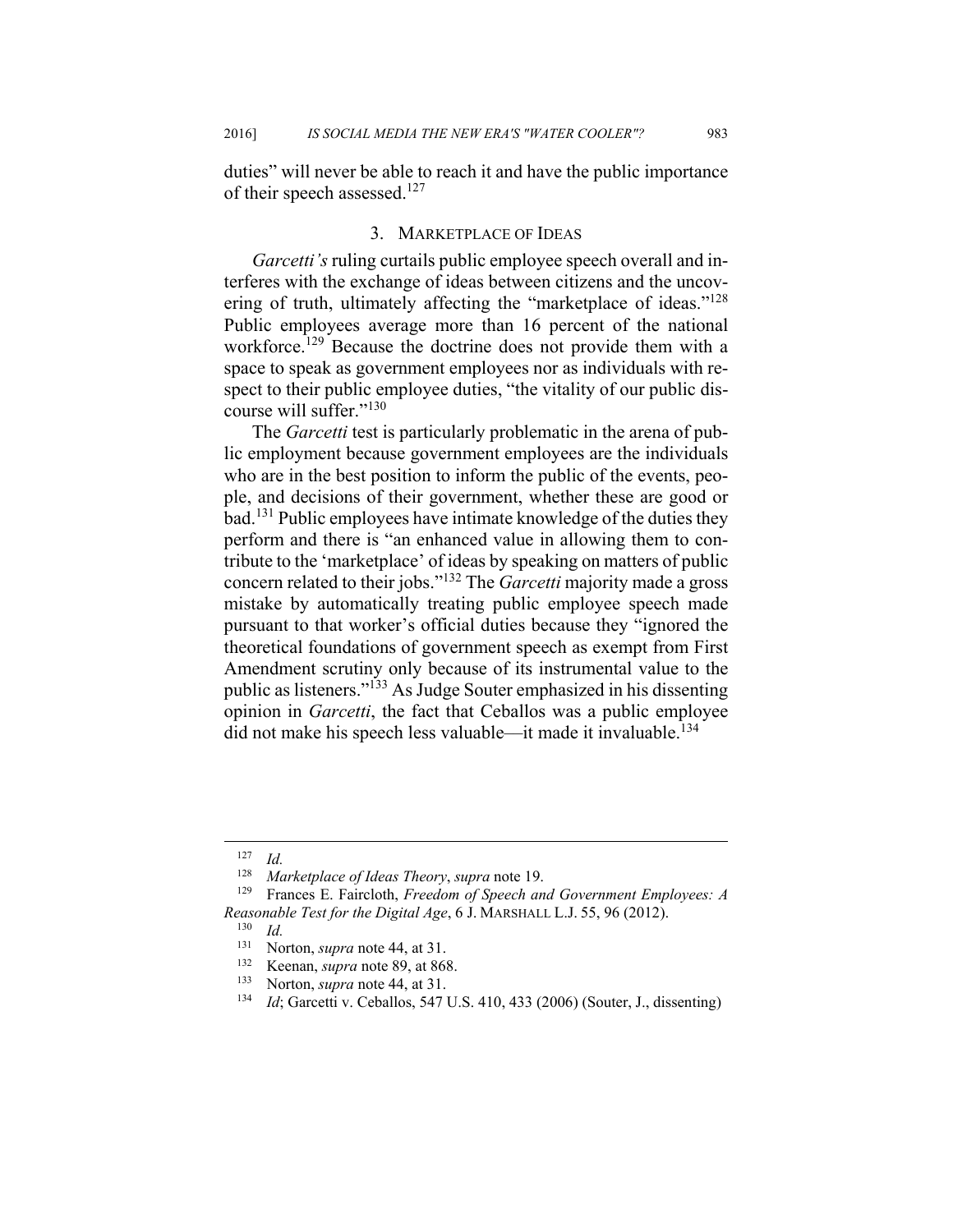duties" will never be able to reach it and have the public importance of their speech assessed.[127]

### 3. MARKETPLACE OF IDEAS

*Garcetti's* ruling curtails public employee speech overall and interferes with the exchange of ideas between citizens and the uncovering of truth, ultimately affecting the "marketplace of ideas."[128] Public employees average more than 16 percent of the national workforce.[129] Because the doctrine does not provide them with a space to speak as government employees nor as individuals with respect to their public employee duties, "the vitality of our public discourse will suffer."[130]

The *Garcetti* test is particularly problematic in the arena of public employment because government employees are the individuals who are in the best position to inform the public of the events, people, and decisions of their government, whether these are good or bad.[131] Public employees have intimate knowledge of the duties they perform and there is "an enhanced value in allowing them to contribute to the 'marketplace' of ideas by speaking on matters of public concern related to their jobs."[132] The *Garcetti* majority made a gross mistake by automatically treating public employee speech made pursuant to that worker's official duties because they "ignored the theoretical foundations of government speech as exempt from First Amendment scrutiny only because of its instrumental value to the public as listeners."[133] As Judge Souter emphasized in his dissenting opinion in *Garcetti*, the fact that Ceballos was a public employee did not make his speech less valuable—it made it invaluable.[134]

---

[127] *Id.*

[128] *Marketplace of Ideas Theory*, *supra* note 19.

[129] Frances E. Faircloth, *Freedom of Speech and Government Employees: A Reasonable Test for the Digital Age*, 6 J. MARSHALL L.J. 55, 96 (2012).

[130] *Id.*

[131] Norton, *supra* note 44, at 31.

[132] Keenan, *supra* note 89, at 868.

[133] Norton, *supra* note 44, at 31.

[134] *Id*; Garcetti v. Ceballos, 547 U.S. 410, 433 (2006) (Souter, J., dissenting)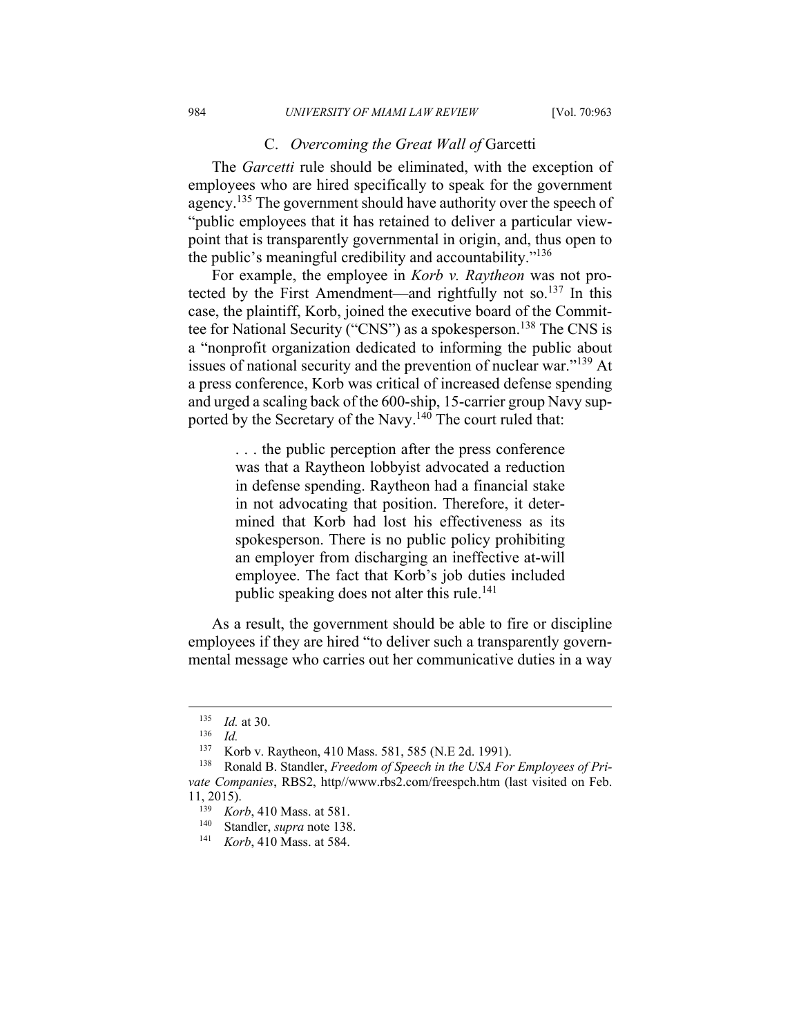### C. *Overcoming the Great Wall of* Garcetti

The *Garcetti* rule should be eliminated, with the exception of employees who are hired specifically to speak for the government agency.[135] The government should have authority over the speech of "public employees that it has retained to deliver a particular viewpoint that is transparently governmental in origin, and, thus open to the public's meaningful credibility and accountability."[136]

For example, the employee in *Korb v. Raytheon* was not protected by the First Amendment—and rightfully not so.[137] In this case, the plaintiff, Korb, joined the executive board of the Committee for National Security ("CNS") as a spokesperson.[138] The CNS is a "nonprofit organization dedicated to informing the public about issues of national security and the prevention of nuclear war."[139] At a press conference, Korb was critical of increased defense spending and urged a scaling back of the 600-ship, 15-carrier group Navy supported by the Secretary of the Navy.[140] The court ruled that:

> . . . the public perception after the press conference was that a Raytheon lobbyist advocated a reduction in defense spending. Raytheon had a financial stake in not advocating that position. Therefore, it determined that Korb had lost his effectiveness as its spokesperson. There is no public policy prohibiting an employer from discharging an ineffective at-will employee. The fact that Korb's job duties included public speaking does not alter this rule.[141]

As a result, the government should be able to fire or discipline employees if they are hired "to deliver such a transparently governmental message who carries out her communicative duties in a way

---

[135] *Id.* at 30.

[136] *Id.*

[137] Korb v. Raytheon, 410 Mass. 581, 585 (N.E 2d. 1991).

[138] Ronald B. Standler, *Freedom of Speech in the USA For Employees of Private Companies*, RBS2, http//www.rbs2.com/freespch.htm (last visited on Feb. 11, 2015).

[139] *Korb*, 410 Mass. at 581.

[140] Standler, *supra* note 138.

[141] *Korb*, 410 Mass. at 584.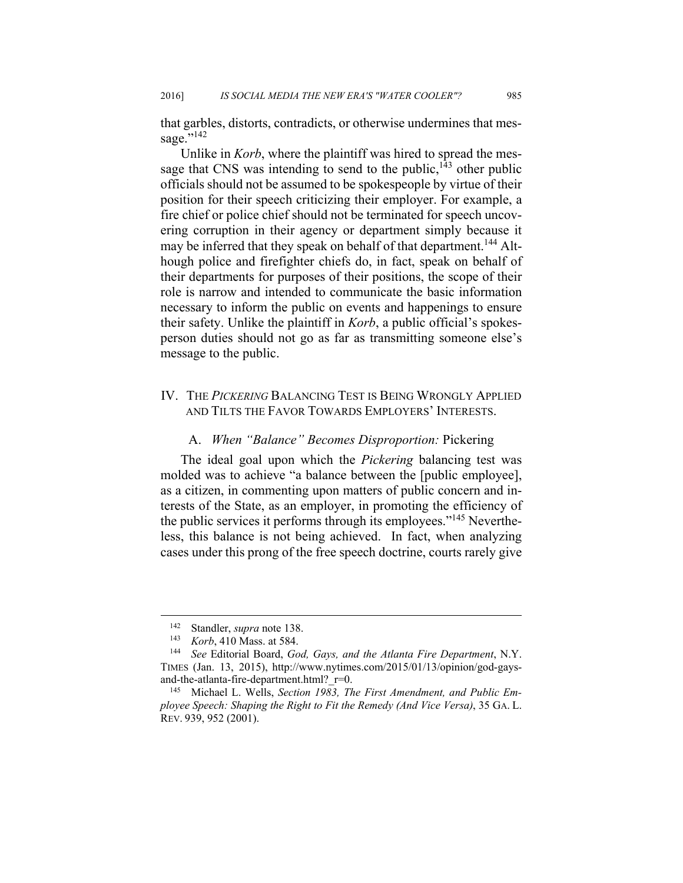that garbles, distorts, contradicts, or otherwise undermines that message."[142]

Unlike in *Korb*, where the plaintiff was hired to spread the message that CNS was intending to send to the public,[143] other public officials should not be assumed to be spokespeople by virtue of their position for their speech criticizing their employer. For example, a fire chief or police chief should not be terminated for speech uncovering corruption in their agency or department simply because it may be inferred that they speak on behalf of that department.[144] Although police and firefighter chiefs do, in fact, speak on behalf of their departments for purposes of their positions, the scope of their role is narrow and intended to communicate the basic information necessary to inform the public on events and happenings to ensure their safety. Unlike the plaintiff in *Korb*, a public official's spokesperson duties should not go as far as transmitting someone else's message to the public.

## IV. THE *PICKERING* BALANCING TEST IS BEING WRONGLY APPLIED AND TILTS THE FAVOR TOWARDS EMPLOYERS' INTERESTS.

### A. *When "Balance" Becomes Disproportion:* Pickering

The ideal goal upon which the *Pickering* balancing test was molded was to achieve "a balance between the [public employee], as a citizen, in commenting upon matters of public concern and interests of the State, as an employer, in promoting the efficiency of the public services it performs through its employees."[145] Nevertheless, this balance is not being achieved. In fact, when analyzing cases under this prong of the free speech doctrine, courts rarely give

---

[142] Standler, *supra* note 138.

[143] *Korb*, 410 Mass. at 584.

[144] *See* Editorial Board, *God, Gays, and the Atlanta Fire Department*, N.Y. TIMES (Jan. 13, 2015), http://www.nytimes.com/2015/01/13/opinion/god-gays-and-the-atlanta-fire-department.html?_r=0.

[145] Michael L. Wells, *Section 1983, The First Amendment, and Public Employee Speech: Shaping the Right to Fit the Remedy (And Vice Versa)*, 35 GA. L. REV. 939, 952 (2001).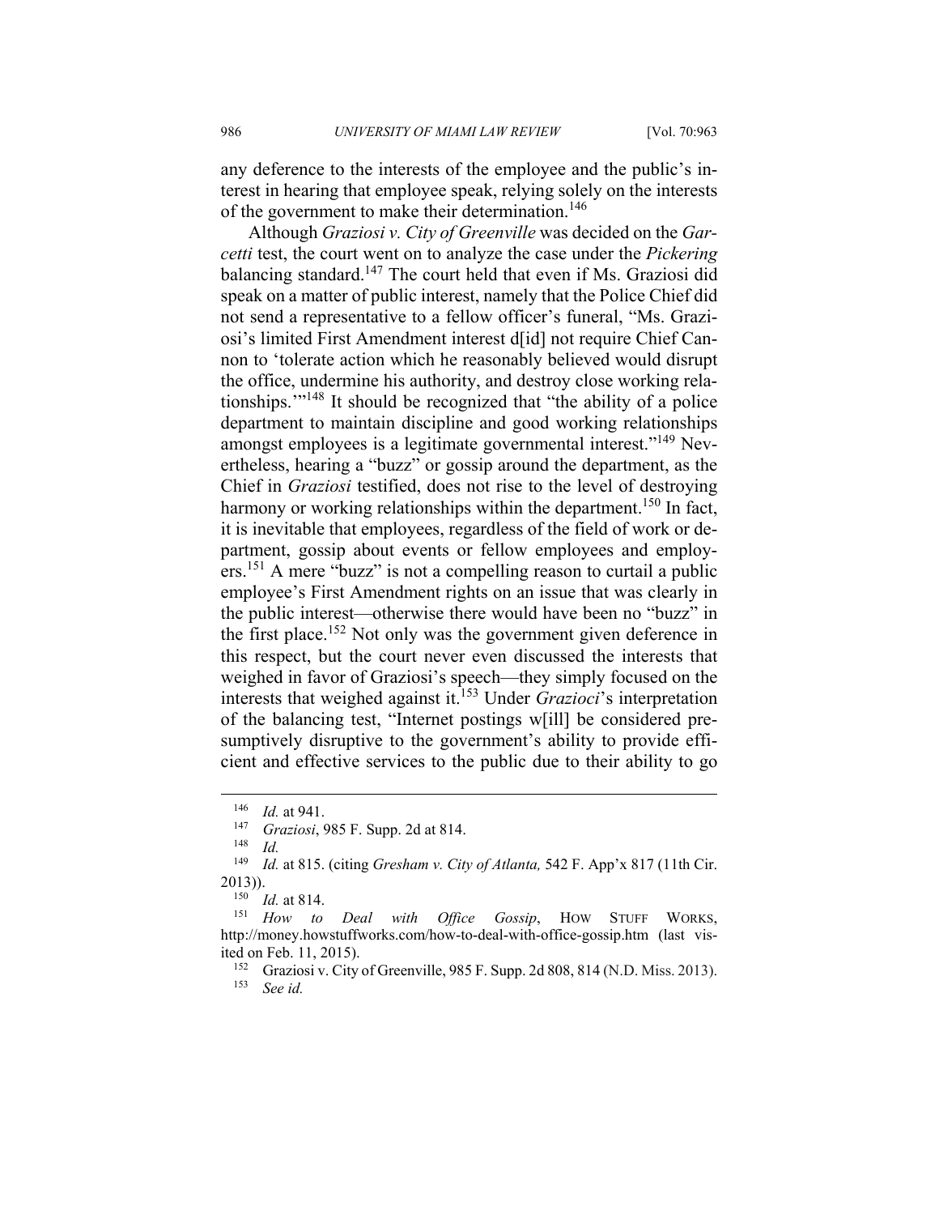any deference to the interests of the employee and the public's interest in hearing that employee speak, relying solely on the interests of the government to make their determination.[146]

Although *Graziosi v. City of Greenville* was decided on the *Garcetti* test, the court went on to analyze the case under the *Pickering* balancing standard.[147] The court held that even if Ms. Graziosi did speak on a matter of public interest, namely that the Police Chief did not send a representative to a fellow officer's funeral, "Ms. Graziosi's limited First Amendment interest d[id] not require Chief Cannon to 'tolerate action which he reasonably believed would disrupt the office, undermine his authority, and destroy close working relationships.'"[148] It should be recognized that "the ability of a police department to maintain discipline and good working relationships amongst employees is a legitimate governmental interest."[149] Nevertheless, hearing a "buzz" or gossip around the department, as the Chief in *Graziosi* testified, does not rise to the level of destroying harmony or working relationships within the department.[150] In fact, it is inevitable that employees, regardless of the field of work or department, gossip about events or fellow employees and employers.[151] A mere "buzz" is not a compelling reason to curtail a public employee's First Amendment rights on an issue that was clearly in the public interest—otherwise there would have been no "buzz" in the first place.[152] Not only was the government given deference in this respect, but the court never even discussed the interests that weighed in favor of Graziosi's speech—they simply focused on the interests that weighed against it.[153] Under *Grazioci*'s interpretation of the balancing test, "Internet postings w[ill] be considered presumptively disruptive to the government's ability to provide efficient and effective services to the public due to their ability to go

---

[146] *Id.* at 941.

[147] *Graziosi*, 985 F. Supp. 2d at 814.

[148] *Id.*

[149] *Id.* at 815. (citing *Gresham v. City of Atlanta,* 542 F. App'x 817 (11th Cir. 2013)).

[150] *Id.* at 814.

[151] *How to Deal with Office Gossip*, HOW STUFF WORKS, http://money.howstuffworks.com/how-to-deal-with-office-gossip.htm (last visited on Feb. 11, 2015).

[152] Graziosi v. City of Greenville, 985 F. Supp. 2d 808, 814 (N.D. Miss. 2013).

[153] *See id.*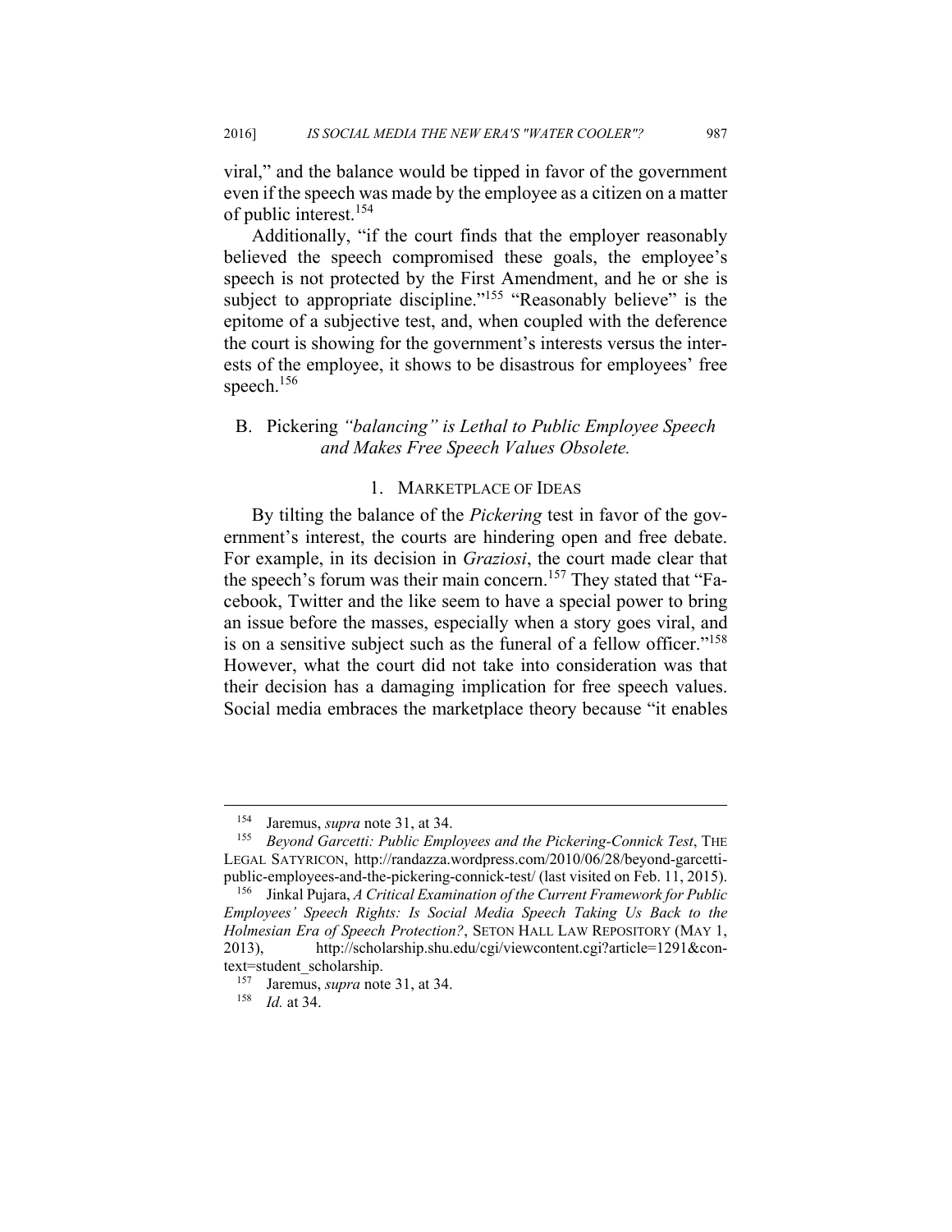viral," and the balance would be tipped in favor of the government even if the speech was made by the employee as a citizen on a matter of public interest.[154]

Additionally, "if the court finds that the employer reasonably believed the speech compromised these goals, the employee's speech is not protected by the First Amendment, and he or she is subject to appropriate discipline."[155] "Reasonably believe" is the epitome of a subjective test, and, when coupled with the deference the court is showing for the government's interests versus the interests of the employee, it shows to be disastrous for employees' free speech.[156]

## B. *Pickering "balancing" is Lethal to Public Employee Speech and Makes Free Speech Values Obsolete.*

### 1. MARKETPLACE OF IDEAS

By tilting the balance of the *Pickering* test in favor of the government's interest, the courts are hindering open and free debate. For example, in its decision in *Graziosi*, the court made clear that the speech's forum was their main concern.[157] They stated that "Facebook, Twitter and the like seem to have a special power to bring an issue before the masses, especially when a story goes viral, and is on a sensitive subject such as the funeral of a fellow officer."[158] However, what the court did not take into consideration was that their decision has a damaging implication for free speech values. Social media embraces the marketplace theory because "it enables

---

[154] Jaremus, *supra* note 31, at 34.

[155] *Beyond Garcetti: Public Employees and the Pickering-Connick Test*, THE LEGAL SATYRICON, http://randazza.wordpress.com/2010/06/28/beyond-garcetti-public-employees-and-the-pickering-connick-test/ (last visited on Feb. 11, 2015).

[156] Jinkal Pujara, *A Critical Examination of the Current Framework for Public Employees' Speech Rights: Is Social Media Speech Taking Us Back to the Holmesian Era of Speech Protection?*, SETON HALL LAW REPOSITORY (MAY 1, 2013), http://scholarship.shu.edu/cgi/viewcontent.cgi?article=1291&context=student_scholarship.

[157] Jaremus, *supra* note 31, at 34.

[158] *Id.* at 34.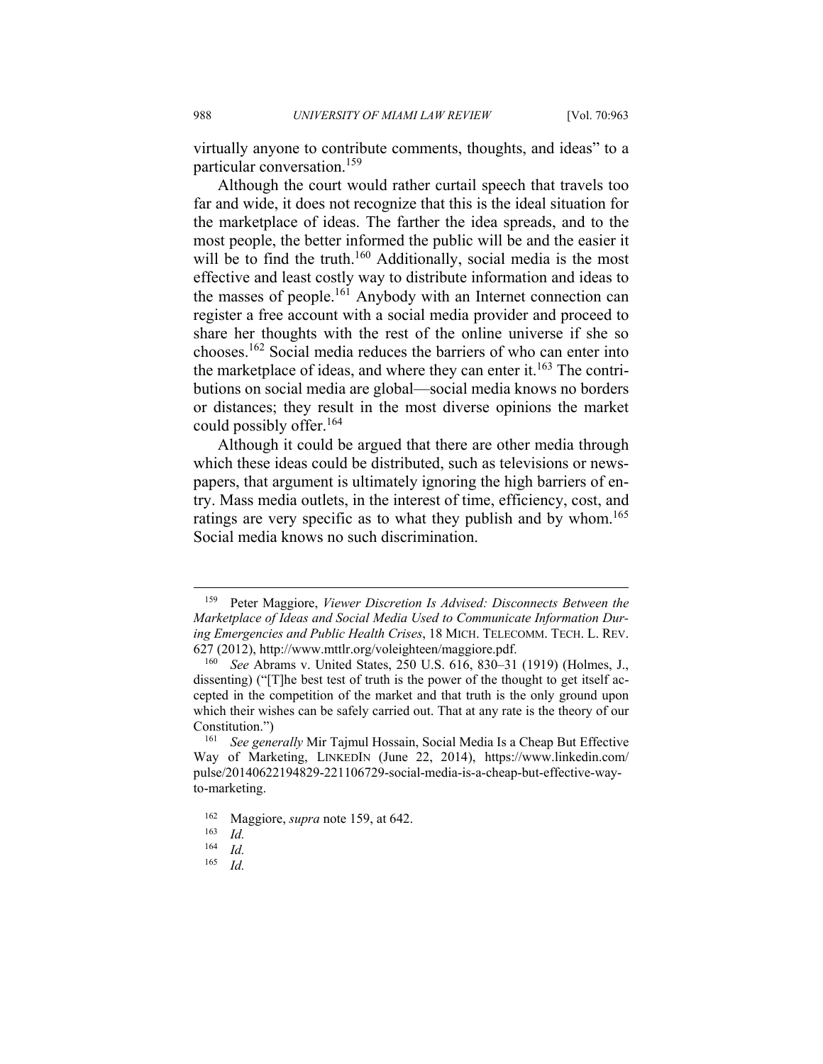virtually anyone to contribute comments, thoughts, and ideas" to a particular conversation.[159]

Although the court would rather curtail speech that travels too far and wide, it does not recognize that this is the ideal situation for the marketplace of ideas. The farther the idea spreads, and to the most people, the better informed the public will be and the easier it will be to find the truth.[160] Additionally, social media is the most effective and least costly way to distribute information and ideas to the masses of people.[161] Anybody with an Internet connection can register a free account with a social media provider and proceed to share her thoughts with the rest of the online universe if she so chooses.[162] Social media reduces the barriers of who can enter into the marketplace of ideas, and where they can enter it.[163] The contributions on social media are global—social media knows no borders or distances; they result in the most diverse opinions the market could possibly offer.[164]

Although it could be argued that there are other media through which these ideas could be distributed, such as televisions or newspapers, that argument is ultimately ignoring the high barriers of entry. Mass media outlets, in the interest of time, efficiency, cost, and ratings are very specific as to what they publish and by whom.[165] Social media knows no such discrimination.

---

[159] Peter Maggiore, *Viewer Discretion Is Advised: Disconnects Between the Marketplace of Ideas and Social Media Used to Communicate Information During Emergencies and Public Health Crises*, 18 MICH. TELECOMM. TECH. L. REV. 627 (2012), http://www.mttlr.org/voleighteen/maggiore.pdf.

[160] *See* Abrams v. United States, 250 U.S. 616, 830–31 (1919) (Holmes, J., dissenting) ("[T]he best test of truth is the power of the thought to get itself accepted in the competition of the market and that truth is the only ground upon which their wishes can be safely carried out. That at any rate is the theory of our Constitution.")

[161] *See generally* Mir Tajmul Hossain, Social Media Is a Cheap But Effective Way of Marketing, LINKEDIN (June 22, 2014), https://www.linkedin.com/pulse/20140622194829-221106729-social-media-is-a-cheap-but-effective-way-to-marketing.

[162] Maggiore, *supra* note 159, at 642.

[163] *Id.*

[164] *Id.*

[165] *Id.*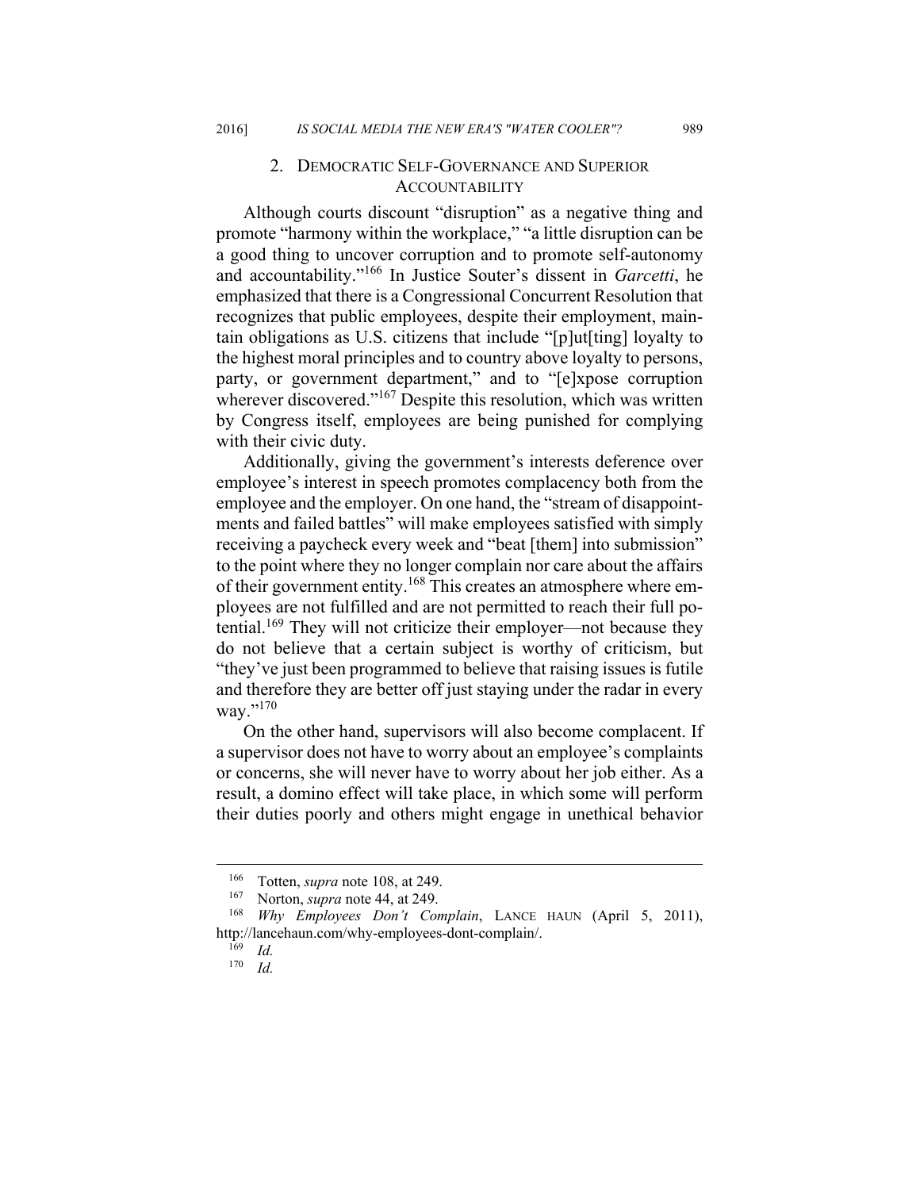### 2. DEMOCRATIC SELF-GOVERNANCE AND SUPERIOR ACCOUNTABILITY

Although courts discount "disruption" as a negative thing and promote "harmony within the workplace," "a little disruption can be a good thing to uncover corruption and to promote self-autonomy and accountability."[166] In Justice Souter's dissent in *Garcetti*, he emphasized that there is a Congressional Concurrent Resolution that recognizes that public employees, despite their employment, maintain obligations as U.S. citizens that include "[p]ut[ting] loyalty to the highest moral principles and to country above loyalty to persons, party, or government department," and to "[e]xpose corruption wherever discovered."[167] Despite this resolution, which was written by Congress itself, employees are being punished for complying with their civic duty.

Additionally, giving the government's interests deference over employee's interest in speech promotes complacency both from the employee and the employer. On one hand, the "stream of disappointments and failed battles" will make employees satisfied with simply receiving a paycheck every week and "beat [them] into submission" to the point where they no longer complain nor care about the affairs of their government entity.[168] This creates an atmosphere where employees are not fulfilled and are not permitted to reach their full potential.[169] They will not criticize their employer—not because they do not believe that a certain subject is worthy of criticism, but "they've just been programmed to believe that raising issues is futile and therefore they are better off just staying under the radar in every way."[170]

On the other hand, supervisors will also become complacent. If a supervisor does not have to worry about an employee's complaints or concerns, she will never have to worry about her job either. As a result, a domino effect will take place, in which some will perform their duties poorly and others might engage in unethical behavior

---

[166] Totten, *supra* note 108, at 249.

[167] Norton, *supra* note 44, at 249.

[168] *Why Employees Don't Complain*, LANCE HAUN (April 5, 2011), http://lancehaun.com/why-employees-dont-complain/.

[169] *Id.*

[170] *Id.*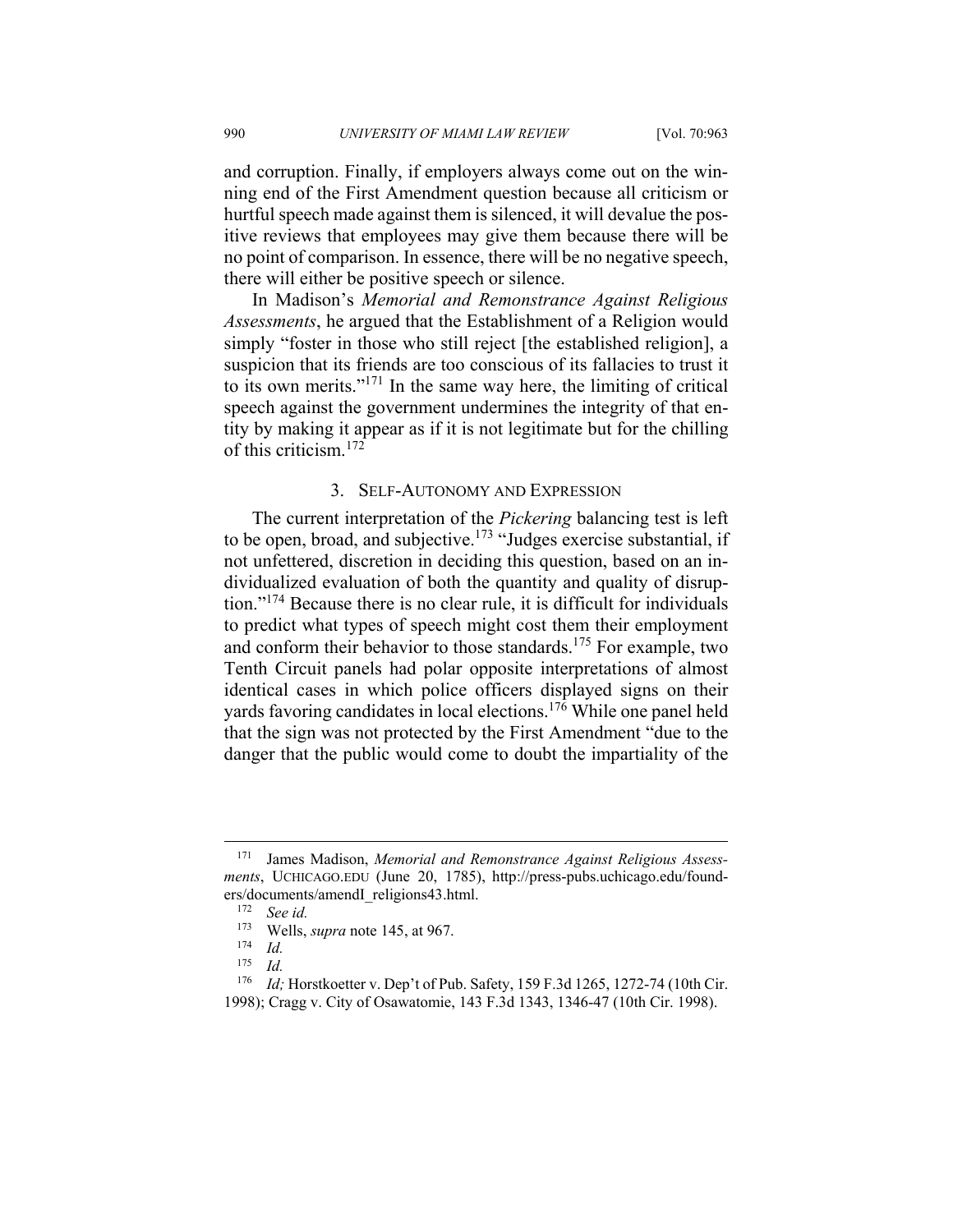and corruption. Finally, if employers always come out on the winning end of the First Amendment question because all criticism or hurtful speech made against them is silenced, it will devalue the positive reviews that employees may give them because there will be no point of comparison. In essence, there will be no negative speech, there will either be positive speech or silence.

In Madison's *Memorial and Remonstrance Against Religious Assessments*, he argued that the Establishment of a Religion would simply "foster in those who still reject [the established religion], a suspicion that its friends are too conscious of its fallacies to trust it to its own merits."[171] In the same way here, the limiting of critical speech against the government undermines the integrity of that entity by making it appear as if it is not legitimate but for the chilling of this criticism.[172]

### 3. SELF-AUTONOMY AND EXPRESSION

The current interpretation of the *Pickering* balancing test is left to be open, broad, and subjective.[173] "Judges exercise substantial, if not unfettered, discretion in deciding this question, based on an individualized evaluation of both the quantity and quality of disruption."[174] Because there is no clear rule, it is difficult for individuals to predict what types of speech might cost them their employment and conform their behavior to those standards.[175] For example, two Tenth Circuit panels had polar opposite interpretations of almost identical cases in which police officers displayed signs on their yards favoring candidates in local elections.[176] While one panel held that the sign was not protected by the First Amendment "due to the danger that the public would come to doubt the impartiality of the

---

[171] James Madison, *Memorial and Remonstrance Against Religious Assessments*, UCHICAGO.EDU (June 20, 1785), http://press-pubs.uchicago.edu/founders/documents/amendI_religions43.html.

[172] *See id.*

[173] Wells, *supra* note 145, at 967.

[174] *Id.*

[175] *Id.*

[176] *Id;* Horstkoetter v. Dep't of Pub. Safety, 159 F.3d 1265, 1272-74 (10th Cir. 1998); Cragg v. City of Osawatomie, 143 F.3d 1343, 1346-47 (10th Cir. 1998).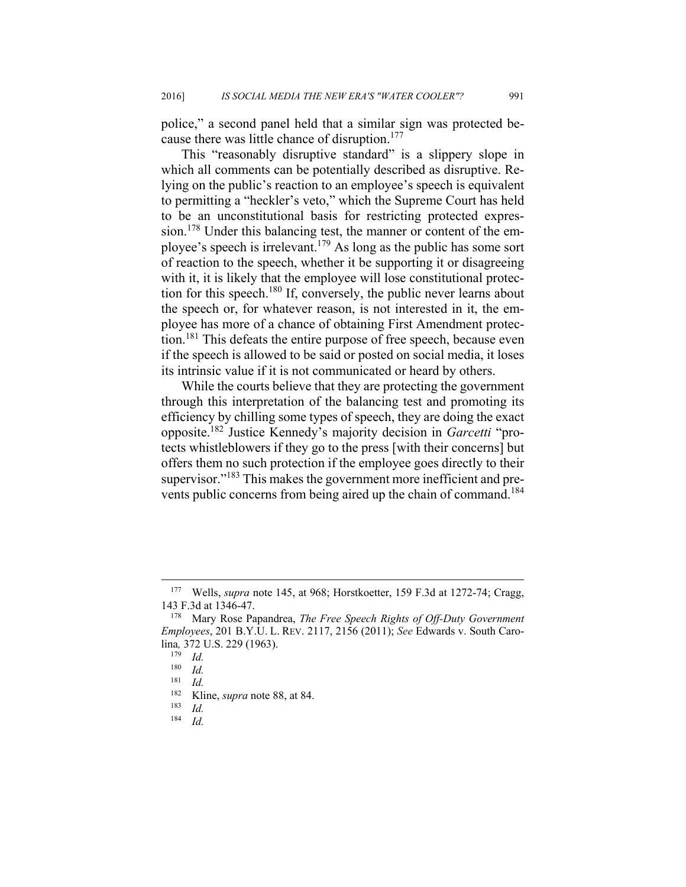police," a second panel held that a similar sign was protected because there was little chance of disruption.[177]

This "reasonably disruptive standard" is a slippery slope in which all comments can be potentially described as disruptive. Relying on the public's reaction to an employee's speech is equivalent to permitting a "heckler's veto," which the Supreme Court has held to be an unconstitutional basis for restricting protected expression.[178] Under this balancing test, the manner or content of the employee's speech is irrelevant.[179] As long as the public has some sort of reaction to the speech, whether it be supporting it or disagreeing with it, it is likely that the employee will lose constitutional protection for this speech.[180] If, conversely, the public never learns about the speech or, for whatever reason, is not interested in it, the employee has more of a chance of obtaining First Amendment protection.[181] This defeats the entire purpose of free speech, because even if the speech is allowed to be said or posted on social media, it loses its intrinsic value if it is not communicated or heard by others.

While the courts believe that they are protecting the government through this interpretation of the balancing test and promoting its efficiency by chilling some types of speech, they are doing the exact opposite.[182] Justice Kennedy's majority decision in *Garcetti* "protects whistleblowers if they go to the press [with their concerns] but offers them no such protection if the employee goes directly to their supervisor."[183] This makes the government more inefficient and prevents public concerns from being aired up the chain of command.[184]

---

[177] Wells, *supra* note 145, at 968; Horstkoetter, 159 F.3d at 1272-74; Cragg, 143 F.3d at 1346-47.

[178] Mary Rose Papandrea, *The Free Speech Rights of Off-Duty Government Employees*, 201 B.Y.U. L. REV. 2117, 2156 (2011); *See* Edwards v. South Carolina*,* 372 U.S. 229 (1963).

[179] *Id.*

[180] *Id.*

[181] *Id.*

[182] Kline, *supra* note 88, at 84.

[183] *Id.*

[184] *Id.*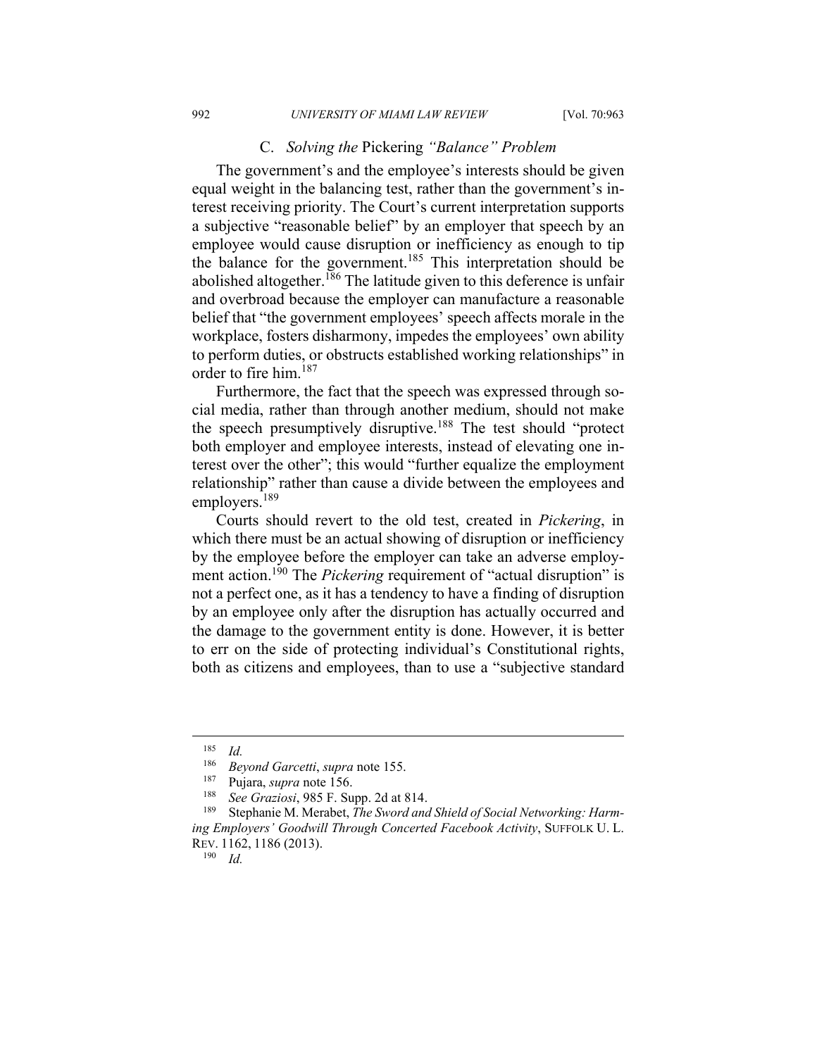### C. *Solving the* Pickering *"Balance" Problem*

The government's and the employee's interests should be given equal weight in the balancing test, rather than the government's interest receiving priority. The Court's current interpretation supports a subjective "reasonable belief" by an employer that speech by an employee would cause disruption or inefficiency as enough to tip the balance for the government.[185] This interpretation should be abolished altogether.[186] The latitude given to this deference is unfair and overbroad because the employer can manufacture a reasonable belief that "the government employees' speech affects morale in the workplace, fosters disharmony, impedes the employees' own ability to perform duties, or obstructs established working relationships" in order to fire him.[187]

Furthermore, the fact that the speech was expressed through social media, rather than through another medium, should not make the speech presumptively disruptive.[188] The test should "protect both employer and employee interests, instead of elevating one interest over the other"; this would "further equalize the employment relationship" rather than cause a divide between the employees and employers.[189]

Courts should revert to the old test, created in *Pickering*, in which there must be an actual showing of disruption or inefficiency by the employee before the employer can take an adverse employment action.[190] The *Pickering* requirement of "actual disruption" is not a perfect one, as it has a tendency to have a finding of disruption by an employee only after the disruption has actually occurred and the damage to the government entity is done. However, it is better to err on the side of protecting individual's Constitutional rights, both as citizens and employees, than to use a "subjective standard

---

[185] *Id.*

[186] *Beyond Garcetti*, *supra* note 155.

[187] Pujara, *supra* note 156.

[188] *See Graziosi*, 985 F. Supp. 2d at 814.

[189] Stephanie M. Merabet, *The Sword and Shield of Social Networking: Harming Employers' Goodwill Through Concerted Facebook Activity*, SUFFOLK U. L. REV. 1162, 1186 (2013).

[190] *Id.*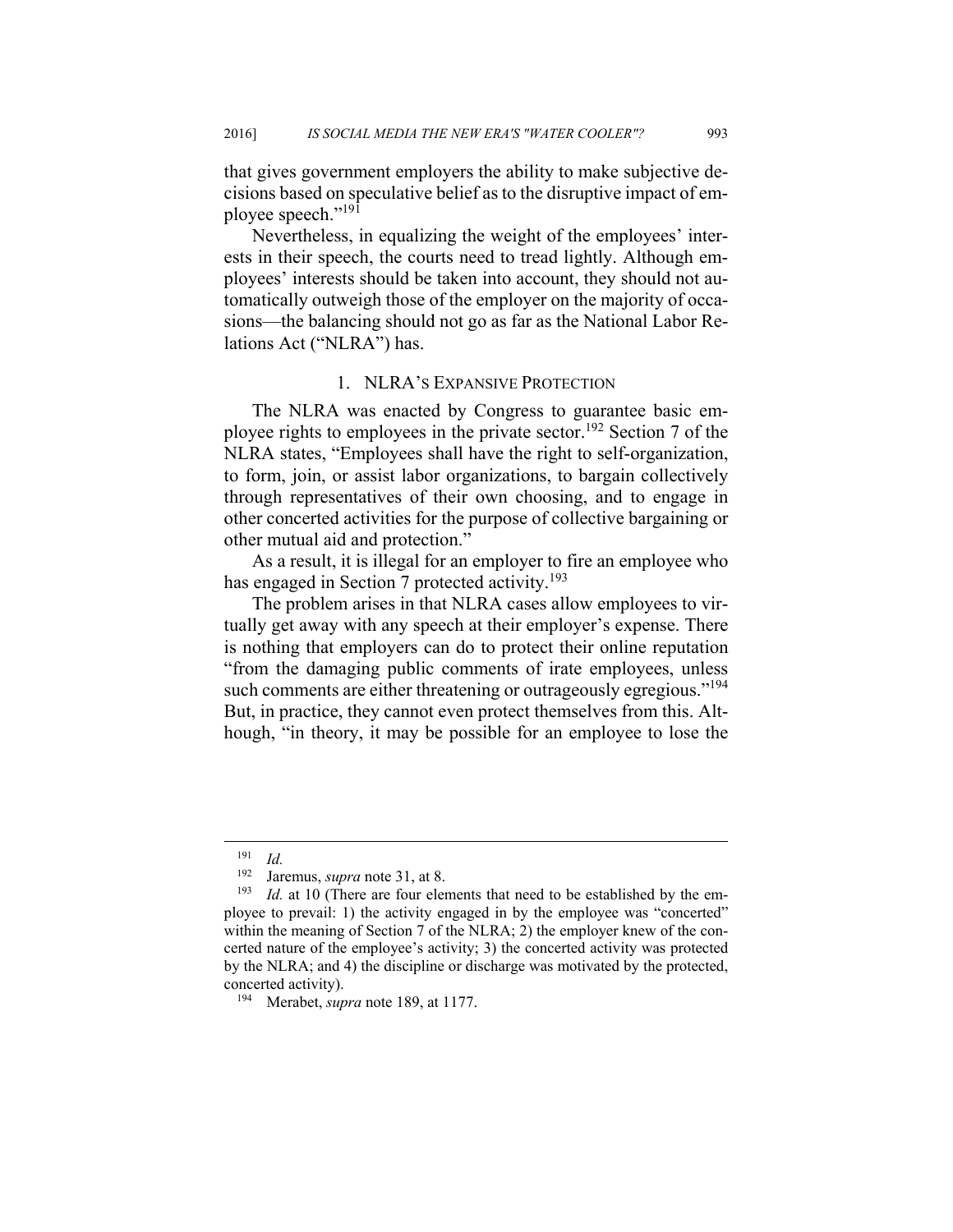that gives government employers the ability to make subjective decisions based on speculative belief as to the disruptive impact of employee speech."[191]

Nevertheless, in equalizing the weight of the employees' interests in their speech, the courts need to tread lightly. Although employees' interests should be taken into account, they should not automatically outweigh those of the employer on the majority of occasions—the balancing should not go as far as the National Labor Relations Act ("NLRA") has.

### 1. NLRA'S EXPANSIVE PROTECTION

The NLRA was enacted by Congress to guarantee basic employee rights to employees in the private sector.[192] Section 7 of the NLRA states, "Employees shall have the right to self-organization, to form, join, or assist labor organizations, to bargain collectively through representatives of their own choosing, and to engage in other concerted activities for the purpose of collective bargaining or other mutual aid and protection."

As a result, it is illegal for an employer to fire an employee who has engaged in Section 7 protected activity.[193]

The problem arises in that NLRA cases allow employees to virtually get away with any speech at their employer's expense. There is nothing that employers can do to protect their online reputation "from the damaging public comments of irate employees, unless such comments are either threatening or outrageously egregious."[194] But, in practice, they cannot even protect themselves from this. Although, "in theory, it may be possible for an employee to lose the

---

[191] *Id.*

[192] Jaremus, *supra* note 31, at 8.

[193] *Id.* at 10 (There are four elements that need to be established by the employee to prevail: 1) the activity engaged in by the employee was "concerted" within the meaning of Section 7 of the NLRA; 2) the employer knew of the concerted nature of the employee's activity; 3) the concerted activity was protected by the NLRA; and 4) the discipline or discharge was motivated by the protected, concerted activity).

[194] Merabet, *supra* note 189, at 1177.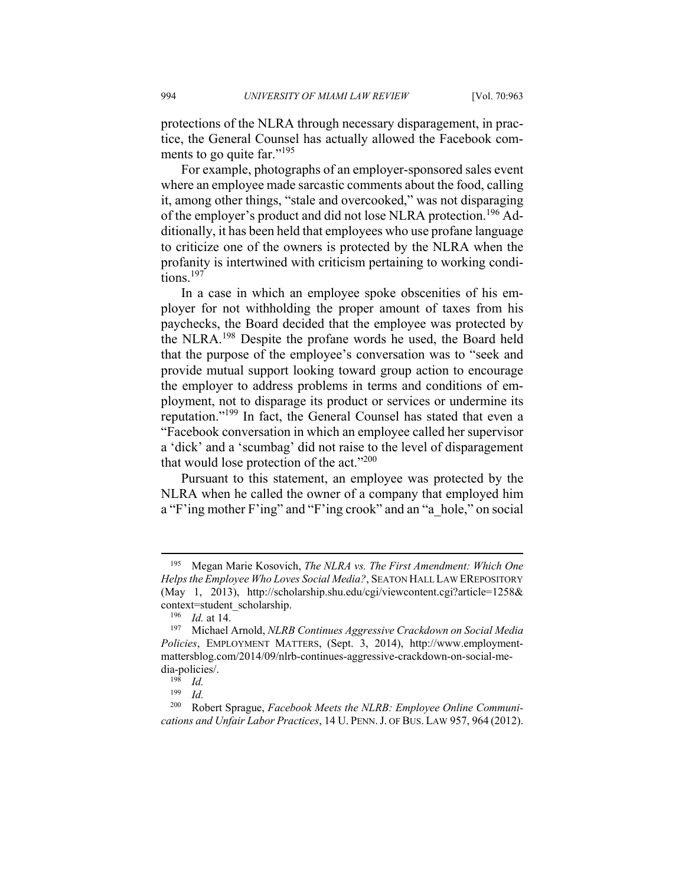protections of the NLRA through necessary disparagement, in practice, the General Counsel has actually allowed the Facebook comments to go quite far."[195]

For example, photographs of an employer-sponsored sales event where an employee made sarcastic comments about the food, calling it, among other things, "stale and overcooked," was not disparaging of the employer's product and did not lose NLRA protection.[196] Additionally, it has been held that employees who use profane language to criticize one of the owners is protected by the NLRA when the profanity is intertwined with criticism pertaining to working conditions.[197]

In a case in which an employee spoke obscenities of his employer for not withholding the proper amount of taxes from his paychecks, the Board decided that the employee was protected by the NLRA.[198] Despite the profane words he used, the Board held that the purpose of the employee's conversation was to "seek and provide mutual support looking toward group action to encourage the employer to address problems in terms and conditions of employment, not to disparage its product or services or undermine its reputation."[199] In fact, the General Counsel has stated that even a "Facebook conversation in which an employee called her supervisor a 'dick' and a 'scumbag' did not raise to the level of disparagement that would lose protection of the act."[200]

Pursuant to this statement, an employee was protected by the NLRA when he called the owner of a company that employed him a "F'ing mother F'ing" and "F'ing crook" and an "a_hole," on social

---

[195] Megan Marie Kosovich, *The NLRA vs. The First Amendment: Which One Helps the Employee Who Loves Social Media?*, SEATON HALL LAW EREPOSITORY (May 1, 2013), http://scholarship.shu.edu/cgi/viewcontent.cgi?article=1258&context=student_scholarship.

[196] *Id.* at 14.

[197] Michael Arnold, *NLRB Continues Aggressive Crackdown on Social Media Policies*, EMPLOYMENT MATTERS, (Sept. 3, 2014), http://www.employmentmattersblog.com/2014/09/nlrb-continues-aggressive-crackdown-on-social-media-policies/.

[198] *Id.*

[199] *Id.*

[200] Robert Sprague, *Facebook Meets the NLRB: Employee Online Communications and Unfair Labor Practices*, 14 U. PENN. J. OF BUS. LAW 957, 964 (2012).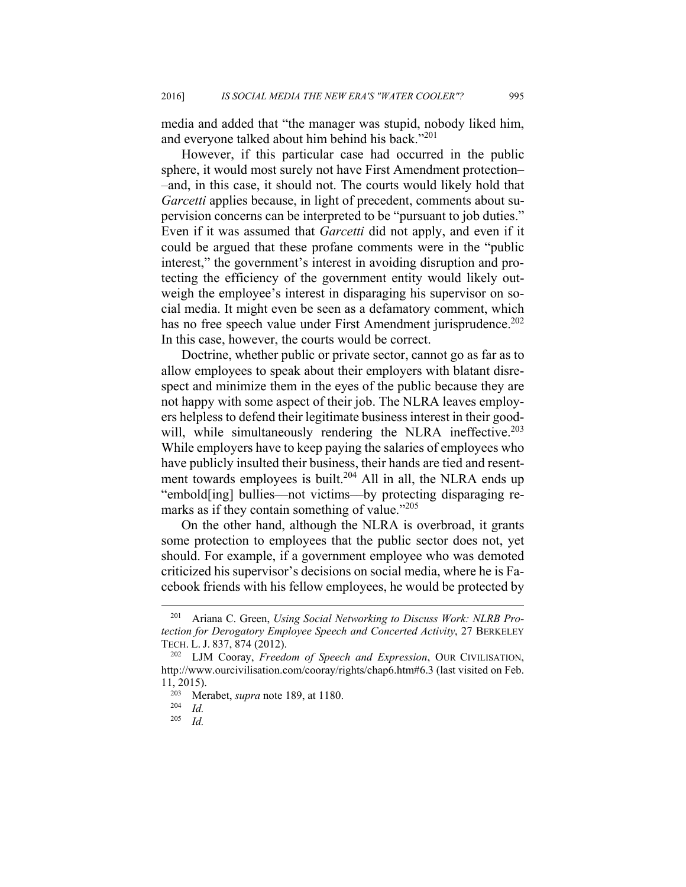media and added that "the manager was stupid, nobody liked him, and everyone talked about him behind his back."[201]

However, if this particular case had occurred in the public sphere, it would most surely not have First Amendment protection––and, in this case, it should not. The courts would likely hold that *Garcetti* applies because, in light of precedent, comments about supervision concerns can be interpreted to be "pursuant to job duties." Even if it was assumed that *Garcetti* did not apply, and even if it could be argued that these profane comments were in the "public interest," the government's interest in avoiding disruption and protecting the efficiency of the government entity would likely outweigh the employee's interest in disparaging his supervisor on social media. It might even be seen as a defamatory comment, which has no free speech value under First Amendment jurisprudence.[202] In this case, however, the courts would be correct.

Doctrine, whether public or private sector, cannot go as far as to allow employees to speak about their employers with blatant disrespect and minimize them in the eyes of the public because they are not happy with some aspect of their job. The NLRA leaves employers helpless to defend their legitimate business interest in their goodwill, while simultaneously rendering the NLRA ineffective.[203] While employers have to keep paying the salaries of employees who have publicly insulted their business, their hands are tied and resentment towards employees is built.[204] All in all, the NLRA ends up "embold[ing] bullies—not victims—by protecting disparaging remarks as if they contain something of value."[205]

On the other hand, although the NLRA is overbroad, it grants some protection to employees that the public sector does not, yet should. For example, if a government employee who was demoted criticized his supervisor's decisions on social media, where he is Facebook friends with his fellow employees, he would be protected by

---

[201] Ariana C. Green, *Using Social Networking to Discuss Work: NLRB Protection for Derogatory Employee Speech and Concerted Activity*, 27 BERKELEY TECH. L. J. 837, 874 (2012).

[202] LJM Cooray, *Freedom of Speech and Expression*, OUR CIVILISATION, http://www.ourcivilisation.com/cooray/rights/chap6.htm#6.3 (last visited on Feb. 11, 2015).

[203] Merabet, *supra* note 189, at 1180.

[204] *Id.*

[205] *Id.*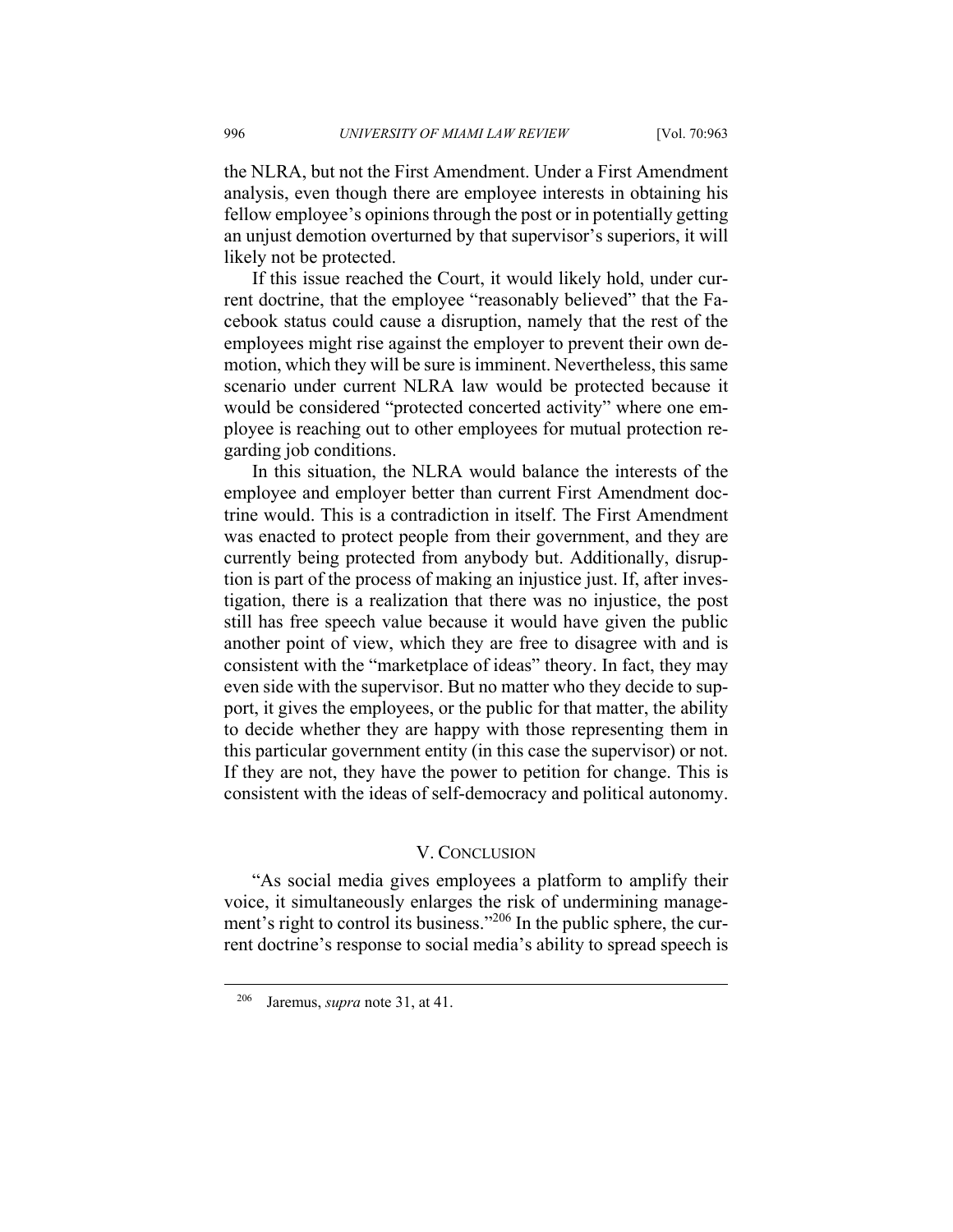the NLRA, but not the First Amendment. Under a First Amendment analysis, even though there are employee interests in obtaining his fellow employee's opinions through the post or in potentially getting an unjust demotion overturned by that supervisor's superiors, it will likely not be protected.

If this issue reached the Court, it would likely hold, under current doctrine, that the employee "reasonably believed" that the Facebook status could cause a disruption, namely that the rest of the employees might rise against the employer to prevent their own demotion, which they will be sure is imminent. Nevertheless, this same scenario under current NLRA law would be protected because it would be considered "protected concerted activity" where one employee is reaching out to other employees for mutual protection regarding job conditions.

In this situation, the NLRA would balance the interests of the employee and employer better than current First Amendment doctrine would. This is a contradiction in itself. The First Amendment was enacted to protect people from their government, and they are currently being protected from anybody but. Additionally, disruption is part of the process of making an injustice just. If, after investigation, there is a realization that there was no injustice, the post still has free speech value because it would have given the public another point of view, which they are free to disagree with and is consistent with the "marketplace of ideas" theory. In fact, they may even side with the supervisor. But no matter who they decide to support, it gives the employees, or the public for that matter, the ability to decide whether they are happy with those representing them in this particular government entity (in this case the supervisor) or not. If they are not, they have the power to petition for change. This is consistent with the ideas of self-democracy and political autonomy.

## V. Conclusion

"As social media gives employees a platform to amplify their voice, it simultaneously enlarges the risk of undermining management's right to control its business."[206] In the public sphere, the current doctrine's response to social media's ability to spread speech is

---

[206] Jaremus, *supra* note 31, at 41.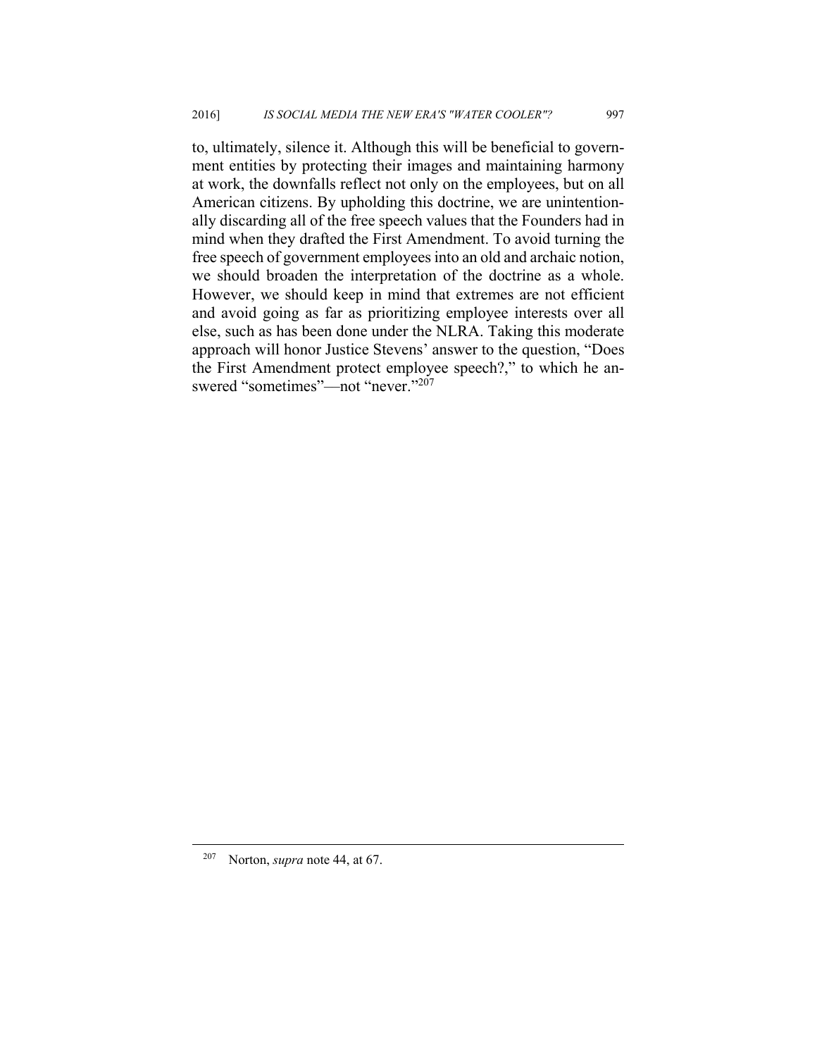to, ultimately, silence it. Although this will be beneficial to government entities by protecting their images and maintaining harmony at work, the downfalls reflect not only on the employees, but on all American citizens. By upholding this doctrine, we are unintentionally discarding all of the free speech values that the Founders had in mind when they drafted the First Amendment. To avoid turning the free speech of government employees into an old and archaic notion, we should broaden the interpretation of the doctrine as a whole. However, we should keep in mind that extremes are not efficient and avoid going as far as prioritizing employee interests over all else, such as has been done under the NLRA. Taking this moderate approach will honor Justice Stevens' answer to the question, "Does the First Amendment protect employee speech?," to which he answered "sometimes"—not "never."[207]

---

[207] Norton, *supra* note 44, at 67.